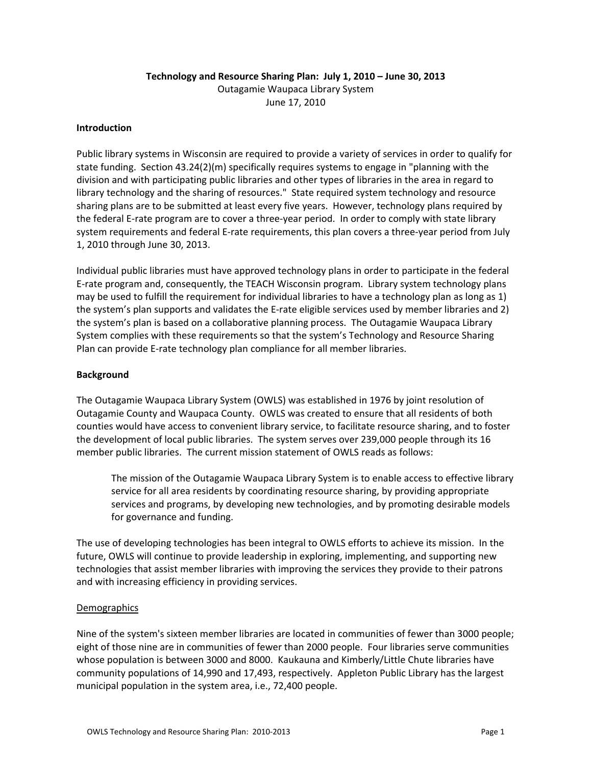# Technology and Resource Sharing Plan: July 1, 2010 – June 30, 2013

Outagamie Waupaca Library System

June 17, 2010

## Introduction

Public library systems in Wisconsin are required to provide a variety of services in order to qualify for state funding. Section 43.24(2)(m) specifically requires systems to engage in "planning with the division and with participating public libraries and other types of libraries in the area in regard to library technology and the sharing of resources." State required system technology and resource sharing plans are to be submitted at least every five years. However, technology plans required by the federal E-rate program are to cover a three-year period. In order to comply with state library system requirements and federal E-rate requirements, this plan covers a three-year period from July 1, 2010 through June 30, 2013.

Individual public libraries must have approved technology plans in order to participate in the federal E-rate program and, consequently, the TEACH Wisconsin program. Library system technology plans may be used to fulfill the requirement for individual libraries to have a technology plan as long as 1) the system's plan supports and validates the E-rate eligible services used by member libraries and 2) the system's plan is based on a collaborative planning process. The Outagamie Waupaca Library System complies with these requirements so that the system's Technology and Resource Sharing Plan can provide E-rate technology plan compliance for all member libraries.

## Background

The Outagamie Waupaca Library System (OWLS) was established in 1976 by joint resolution of Outagamie County and Waupaca County. OWLS was created to ensure that all residents of both counties would have access to convenient library service, to facilitate resource sharing, and to foster the development of local public libraries. The system serves over 239,000 people through its 16 member public libraries. The current mission statement of OWLS reads as follows:

> The mission of the Outagamie Waupaca Library System is to enable access to effective library service for all area residents by coordinating resource sharing, by providing appropriate services and programs, by developing new technologies, and by promoting desirable models for governance and funding.

The use of developing technologies has been integral to OWLS efforts to achieve its mission. In the future, OWLS will continue to provide leadership in exploring, implementing, and supporting new technologies that assist member libraries with improving the services they provide to their patrons and with increasing efficiency in providing services.

### Demographics

Nine of the system's sixteen member libraries are located in communities of fewer than 3000 people; eight of those nine are in communities of fewer than 2000 people. Four libraries serve communities whose population is between 3000 and 8000. Kaukauna and Kimberly/Little Chute libraries have community populations of 14,990 and 17,493, respectively. Appleton Public Library has the largest municipal population in the system area, i.e., 72,400 people.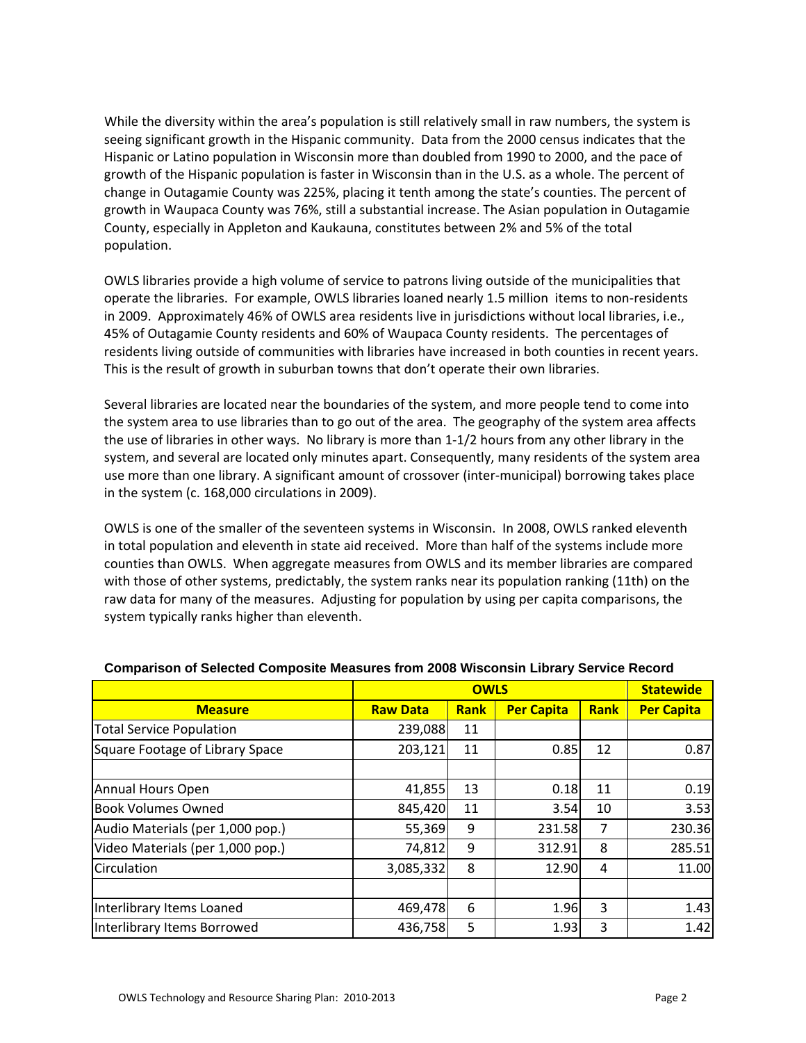While the diversity within the area's population is still relatively small in raw numbers, the system is seeing significant growth in the Hispanic community. Data from the 2000 census indicates that the Hispanic or Latino population in Wisconsin more than doubled from 1990 to 2000, and the pace of growth of the Hispanic population is faster in Wisconsin than in the U.S. as a whole. The percent of change in Outagamie County was 225%, placing it tenth among the state's counties. The percent of growth in Waupaca County was 76%, still a substantial increase. The Asian population in Outagamie County, especially in Appleton and Kaukauna, constitutes between 2% and 5% of the total population.

OWLS libraries provide a high volume of service to patrons living outside of the municipalities that operate the libraries. For example, OWLS libraries loaned nearly 1.5 million items to non-residents in 2009. Approximately 46% of OWLS area residents live in jurisdictions without local libraries, i.e., 45% of Outagamie County residents and 60% of Waupaca County residents. The percentages of residents living outside of communities with libraries have increased in both counties in recent years. This is the result of growth in suburban towns that don't operate their own libraries.

Several libraries are located near the boundaries of the system, and more people tend to come into the system area to use libraries than to go out of the area. The geography of the system area affects the use of libraries in other ways. No library is more than 1-1/2 hours from any other library in the system, and several are located only minutes apart. Consequently, many residents of the system area use more than one library. A significant amount of crossover (inter-municipal) borrowing takes place in the system (c. 168,000 circulations in 2009).

OWLS is one of the smaller of the seventeen systems in Wisconsin. In 2008, OWLS ranked eleventh in total population and eleventh in state aid received. More than half of the systems include more counties than OWLS. When aggregate measures from OWLS and its member libraries are compared with those of other systems, predictably, the system ranks near its population ranking (11th) on the raw data for many of the measures. Adjusting for population by using per capita comparisons, the system typically ranks higher than eleventh.

**Comparison of Selected Composite Measures from 2008 Wisconsin Library Service Record**

| | OWLS | | | | Statewide |
|---|---|---|---|---|---|
| **Measure** | **Raw Data** | **Rank** | **Per Capita** | **Rank** | **Per Capita** |
| Total Service Population | 239,088 | 11 | | | |
| Square Footage of Library Space | 203,121 | 11 | 0.85 | 12 | 0.87 |
| | | | | | |
| Annual Hours Open | 41,855 | 13 | 0.18 | 11 | 0.19 |
| Book Volumes Owned | 845,420 | 11 | 3.54 | 10 | 3.53 |
| Audio Materials (per 1,000 pop.) | 55,369 | 9 | 231.58 | 7 | 230.36 |
| Video Materials (per 1,000 pop.) | 74,812 | 9 | 312.91 | 8 | 285.51 |
| Circulation | 3,085,332 | 8 | 12.90 | 4 | 11.00 |
| | | | | | |
| Interlibrary Items Loaned | 469,478 | 6 | 1.96 | 3 | 1.43 |
| Interlibrary Items Borrowed | 436,758 | 5 | 1.93 | 3 | 1.42 |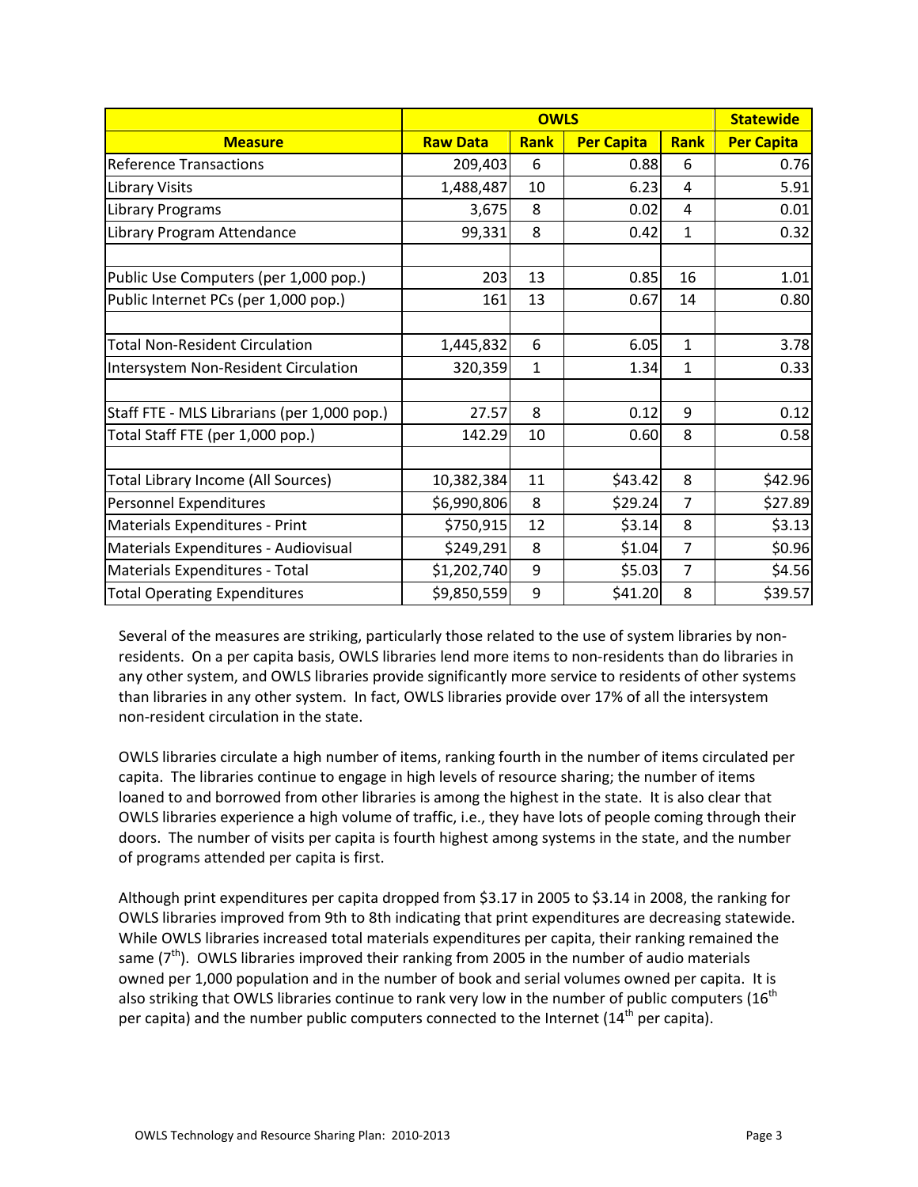| Measure | OWLS | | | | Statewide |
|---|---|---|---|---|---|
| | Raw Data | Rank | Per Capita | Rank | Per Capita |
| Reference Transactions | 209,403 | 6 | 0.88 | 6 | 0.76 |
| Library Visits | 1,488,487 | 10 | 6.23 | 4 | 5.91 |
| Library Programs | 3,675 | 8 | 0.02 | 4 | 0.01 |
| Library Program Attendance | 99,331 | 8 | 0.42 | 1 | 0.32 |
| | | | | | |
| Public Use Computers (per 1,000 pop.) | 203 | 13 | 0.85 | 16 | 1.01 |
| Public Internet PCs (per 1,000 pop.) | 161 | 13 | 0.67 | 14 | 0.80 |
| | | | | | |
| Total Non-Resident Circulation | 1,445,832 | 6 | 6.05 | 1 | 3.78 |
| Intersystem Non-Resident Circulation | 320,359 | 1 | 1.34 | 1 | 0.33 |
| | | | | | |
| Staff FTE - MLS Librarians (per 1,000 pop.) | 27.57 | 8 | 0.12 | 9 | 0.12 |
| Total Staff FTE (per 1,000 pop.) | 142.29 | 10 | 0.60 | 8 | 0.58 |
| | | | | | |
| Total Library Income (All Sources) | 10,382,384 | 11 | $43.42 | 8 | $42.96 |
| Personnel Expenditures | $6,990,806 | 8 | $29.24 | 7 | $27.89 |
| Materials Expenditures - Print | $750,915 | 12 | $3.14 | 8 | $3.13 |
| Materials Expenditures - Audiovisual | $249,291 | 8 | $1.04 | 7 | $0.96 |
| Materials Expenditures - Total | $1,202,740 | 9 | $5.03 | 7 | $4.56 |
| Total Operating Expenditures | $9,850,559 | 9 | $41.20 | 8 | $39.57 |

Several of the measures are striking, particularly those related to the use of system libraries by non-residents. On a per capita basis, OWLS libraries lend more items to non-residents than do libraries in any other system, and OWLS libraries provide significantly more service to residents of other systems than libraries in any other system. In fact, OWLS libraries provide over 17% of all the intersystem non-resident circulation in the state.

OWLS libraries circulate a high number of items, ranking fourth in the number of items circulated per capita. The libraries continue to engage in high levels of resource sharing; the number of items loaned to and borrowed from other libraries is among the highest in the state. It is also clear that OWLS libraries experience a high volume of traffic, i.e., they have lots of people coming through their doors. The number of visits per capita is fourth highest among systems in the state, and the number of programs attended per capita is first.

Although print expenditures per capita dropped from $3.17 in 2005 to $3.14 in 2008, the ranking for OWLS libraries improved from 9th to 8th indicating that print expenditures are decreasing statewide. While OWLS libraries increased total materials expenditures per capita, their ranking remained the same (7th). OWLS libraries improved their ranking from 2005 in the number of audio materials owned per 1,000 population and in the number of book and serial volumes owned per capita. It is also striking that OWLS libraries continue to rank very low in the number of public computers (16th per capita) and the number public computers connected to the Internet (14th per capita).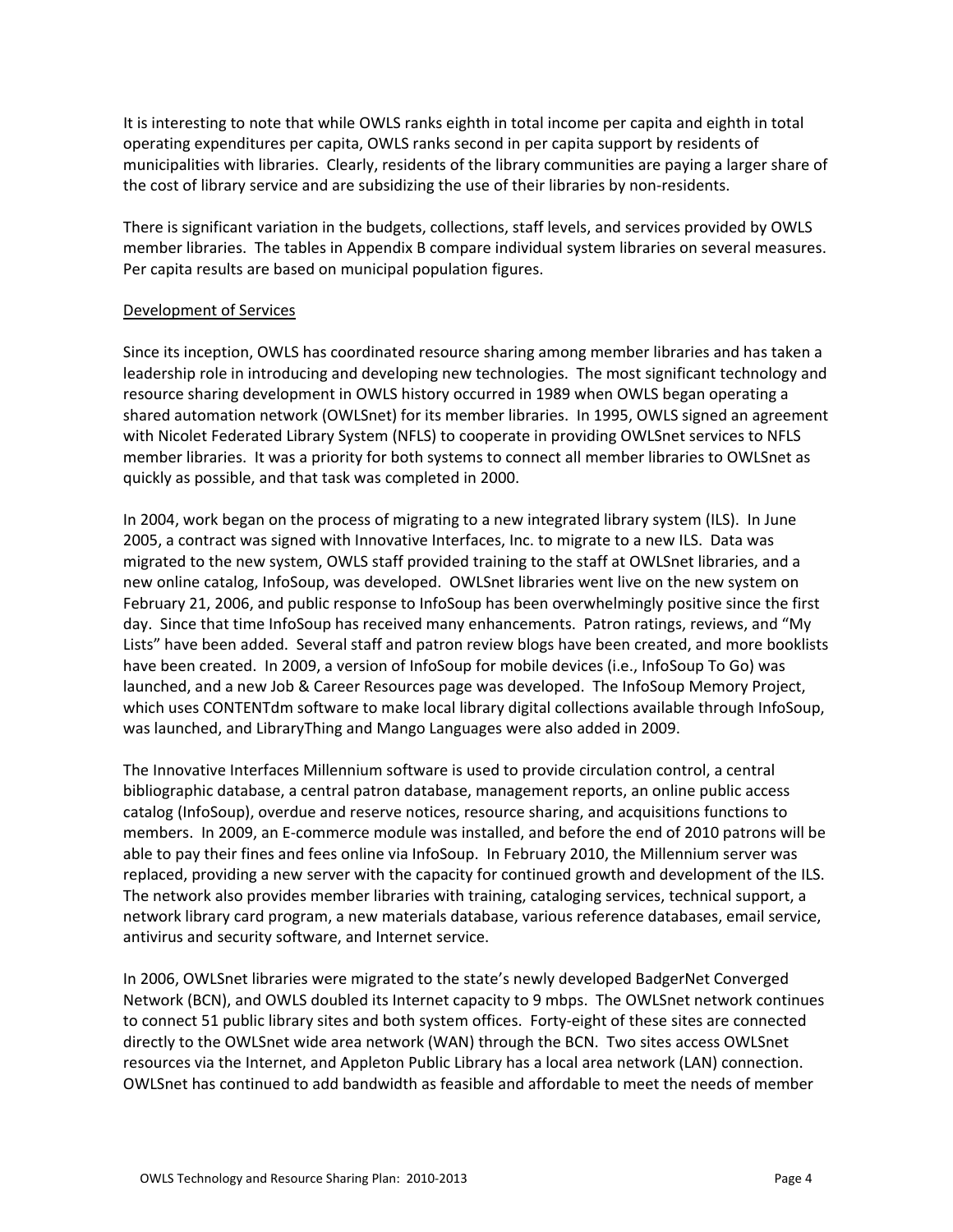It is interesting to note that while OWLS ranks eighth in total income per capita and eighth in total operating expenditures per capita, OWLS ranks second in per capita support by residents of municipalities with libraries. Clearly, residents of the library communities are paying a larger share of the cost of library service and are subsidizing the use of their libraries by non-residents.

There is significant variation in the budgets, collections, staff levels, and services provided by OWLS member libraries. The tables in Appendix B compare individual system libraries on several measures. Per capita results are based on municipal population figures.

<u>Development of Services</u>

Since its inception, OWLS has coordinated resource sharing among member libraries and has taken a leadership role in introducing and developing new technologies. The most significant technology and resource sharing development in OWLS history occurred in 1989 when OWLS began operating a shared automation network (OWLSnet) for its member libraries. In 1995, OWLS signed an agreement with Nicolet Federated Library System (NFLS) to cooperate in providing OWLSnet services to NFLS member libraries. It was a priority for both systems to connect all member libraries to OWLSnet as quickly as possible, and that task was completed in 2000.

In 2004, work began on the process of migrating to a new integrated library system (ILS). In June 2005, a contract was signed with Innovative Interfaces, Inc. to migrate to a new ILS. Data was migrated to the new system, OWLS staff provided training to the staff at OWLSnet libraries, and a new online catalog, InfoSoup, was developed. OWLSnet libraries went live on the new system on February 21, 2006, and public response to InfoSoup has been overwhelmingly positive since the first day. Since that time InfoSoup has received many enhancements. Patron ratings, reviews, and "My Lists" have been added. Several staff and patron review blogs have been created, and more booklists have been created. In 2009, a version of InfoSoup for mobile devices (i.e., InfoSoup To Go) was launched, and a new Job & Career Resources page was developed. The InfoSoup Memory Project, which uses CONTENTdm software to make local library digital collections available through InfoSoup, was launched, and LibraryThing and Mango Languages were also added in 2009.

The Innovative Interfaces Millennium software is used to provide circulation control, a central bibliographic database, a central patron database, management reports, an online public access catalog (InfoSoup), overdue and reserve notices, resource sharing, and acquisitions functions to members. In 2009, an E-commerce module was installed, and before the end of 2010 patrons will be able to pay their fines and fees online via InfoSoup. In February 2010, the Millennium server was replaced, providing a new server with the capacity for continued growth and development of the ILS. The network also provides member libraries with training, cataloging services, technical support, a network library card program, a new materials database, various reference databases, email service, antivirus and security software, and Internet service.

In 2006, OWLSnet libraries were migrated to the state's newly developed BadgerNet Converged Network (BCN), and OWLS doubled its Internet capacity to 9 mbps. The OWLSnet network continues to connect 51 public library sites and both system offices. Forty-eight of these sites are connected directly to the OWLSnet wide area network (WAN) through the BCN. Two sites access OWLSnet resources via the Internet, and Appleton Public Library has a local area network (LAN) connection. OWLSnet has continued to add bandwidth as feasible and affordable to meet the needs of member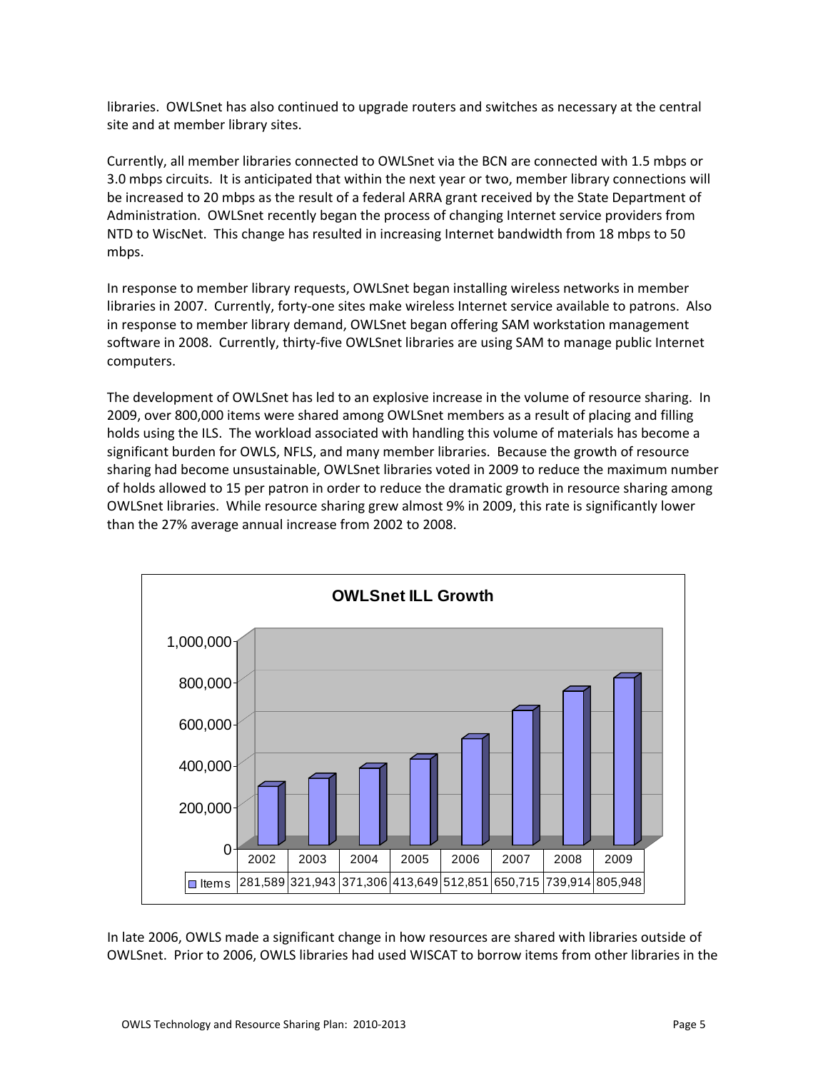libraries. OWLSnet has also continued to upgrade routers and switches as necessary at the central site and at member library sites.

Currently, all member libraries connected to OWLSnet via the BCN are connected with 1.5 mbps or 3.0 mbps circuits. It is anticipated that within the next year or two, member library connections will be increased to 20 mbps as the result of a federal ARRA grant received by the State Department of Administration. OWLSnet recently began the process of changing Internet service providers from NTD to WiscNet. This change has resulted in increasing Internet bandwidth from 18 mbps to 50 mbps.

In response to member library requests, OWLSnet began installing wireless networks in member libraries in 2007. Currently, forty-one sites make wireless Internet service available to patrons. Also in response to member library demand, OWLSnet began offering SAM workstation management software in 2008. Currently, thirty-five OWLSnet libraries are using SAM to manage public Internet computers.

The development of OWLSnet has led to an explosive increase in the volume of resource sharing. In 2009, over 800,000 items were shared among OWLSnet members as a result of placing and filling holds using the ILS. The workload associated with handling this volume of materials has become a significant burden for OWLS, NFLS, and many member libraries. Because the growth of resource sharing had become unsustainable, OWLSnet libraries voted in 2009 to reduce the maximum number of holds allowed to 15 per patron in order to reduce the dramatic growth in resource sharing among OWLSnet libraries. While resource sharing grew almost 9% in 2009, this rate is significantly lower than the 27% average annual increase from 2002 to 2008.

**OWLSnet ILL Growth**

| | 2002 | 2003 | 2004 | 2005 | 2006 | 2007 | 2008 | 2009 |
|---|---|---|---|---|---|---|---|---|
| Items | 281,589 | 321,943 | 371,306 | 413,649 | 512,851 | 650,715 | 739,914 | 805,948 |

In late 2006, OWLS made a significant change in how resources are shared with libraries outside of OWLSnet. Prior to 2006, OWLS libraries had used WISCAT to borrow items from other libraries in the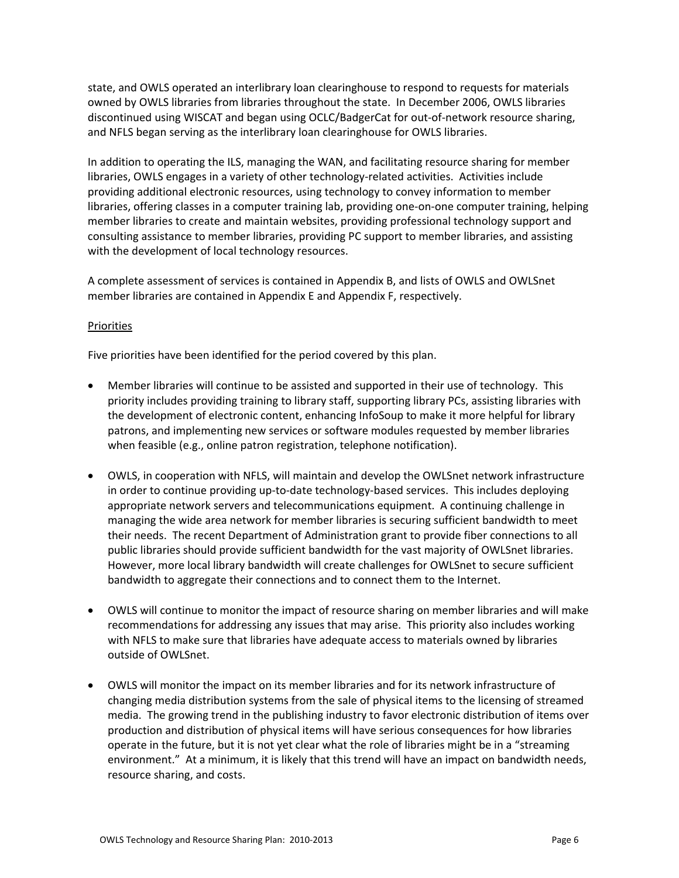state, and OWLS operated an interlibrary loan clearinghouse to respond to requests for materials owned by OWLS libraries from libraries throughout the state. In December 2006, OWLS libraries discontinued using WISCAT and began using OCLC/BadgerCat for out-of-network resource sharing, and NFLS began serving as the interlibrary loan clearinghouse for OWLS libraries.

In addition to operating the ILS, managing the WAN, and facilitating resource sharing for member libraries, OWLS engages in a variety of other technology-related activities. Activities include providing additional electronic resources, using technology to convey information to member libraries, offering classes in a computer training lab, providing one-on-one computer training, helping member libraries to create and maintain websites, providing professional technology support and consulting assistance to member libraries, providing PC support to member libraries, and assisting with the development of local technology resources.

A complete assessment of services is contained in Appendix B, and lists of OWLS and OWLSnet member libraries are contained in Appendix E and Appendix F, respectively.

Priorities

Five priorities have been identified for the period covered by this plan.

- Member libraries will continue to be assisted and supported in their use of technology. This priority includes providing training to library staff, supporting library PCs, assisting libraries with the development of electronic content, enhancing InfoSoup to make it more helpful for library patrons, and implementing new services or software modules requested by member libraries when feasible (e.g., online patron registration, telephone notification).

- OWLS, in cooperation with NFLS, will maintain and develop the OWLSnet network infrastructure in order to continue providing up-to-date technology-based services. This includes deploying appropriate network servers and telecommunications equipment. A continuing challenge in managing the wide area network for member libraries is securing sufficient bandwidth to meet their needs. The recent Department of Administration grant to provide fiber connections to all public libraries should provide sufficient bandwidth for the vast majority of OWLSnet libraries. However, more local library bandwidth will create challenges for OWLSnet to secure sufficient bandwidth to aggregate their connections and to connect them to the Internet.

- OWLS will continue to monitor the impact of resource sharing on member libraries and will make recommendations for addressing any issues that may arise. This priority also includes working with NFLS to make sure that libraries have adequate access to materials owned by libraries outside of OWLSnet.

- OWLS will monitor the impact on its member libraries and for its network infrastructure of changing media distribution systems from the sale of physical items to the licensing of streamed media. The growing trend in the publishing industry to favor electronic distribution of items over production and distribution of physical items will have serious consequences for how libraries operate in the future, but it is not yet clear what the role of libraries might be in a "streaming environment." At a minimum, it is likely that this trend will have an impact on bandwidth needs, resource sharing, and costs.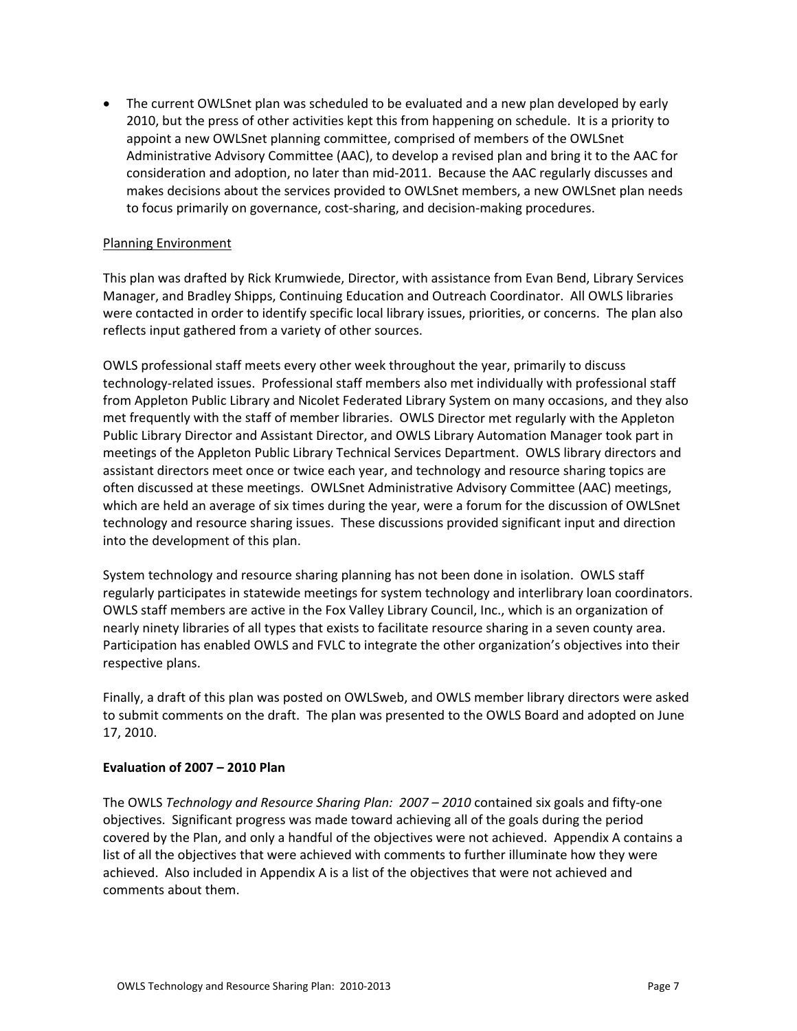- The current OWLSnet plan was scheduled to be evaluated and a new plan developed by early 2010, but the press of other activities kept this from happening on schedule. It is a priority to appoint a new OWLSnet planning committee, comprised of members of the OWLSnet Administrative Advisory Committee (AAC), to develop a revised plan and bring it to the AAC for consideration and adoption, no later than mid-2011. Because the AAC regularly discusses and makes decisions about the services provided to OWLSnet members, a new OWLSnet plan needs to focus primarily on governance, cost-sharing, and decision-making procedures.

Planning Environment

This plan was drafted by Rick Krumwiede, Director, with assistance from Evan Bend, Library Services Manager, and Bradley Shipps, Continuing Education and Outreach Coordinator. All OWLS libraries were contacted in order to identify specific local library issues, priorities, or concerns. The plan also reflects input gathered from a variety of other sources.

OWLS professional staff meets every other week throughout the year, primarily to discuss technology-related issues. Professional staff members also met individually with professional staff from Appleton Public Library and Nicolet Federated Library System on many occasions, and they also met frequently with the staff of member libraries. OWLS Director met regularly with the Appleton Public Library Director and Assistant Director, and OWLS Library Automation Manager took part in meetings of the Appleton Public Library Technical Services Department. OWLS library directors and assistant directors meet once or twice each year, and technology and resource sharing topics are often discussed at these meetings. OWLSnet Administrative Advisory Committee (AAC) meetings, which are held an average of six times during the year, were a forum for the discussion of OWLSnet technology and resource sharing issues. These discussions provided significant input and direction into the development of this plan.

System technology and resource sharing planning has not been done in isolation. OWLS staff regularly participates in statewide meetings for system technology and interlibrary loan coordinators. OWLS staff members are active in the Fox Valley Library Council, Inc., which is an organization of nearly ninety libraries of all types that exists to facilitate resource sharing in a seven county area. Participation has enabled OWLS and FVLC to integrate the other organization's objectives into their respective plans.

Finally, a draft of this plan was posted on OWLSweb, and OWLS member library directors were asked to submit comments on the draft. The plan was presented to the OWLS Board and adopted on June 17, 2010.

**Evaluation of 2007 – 2010 Plan**

The OWLS *Technology and Resource Sharing Plan: 2007 – 2010* contained six goals and fifty-one objectives. Significant progress was made toward achieving all of the goals during the period covered by the Plan, and only a handful of the objectives were not achieved. Appendix A contains a list of all the objectives that were achieved with comments to further illuminate how they were achieved. Also included in Appendix A is a list of the objectives that were not achieved and comments about them.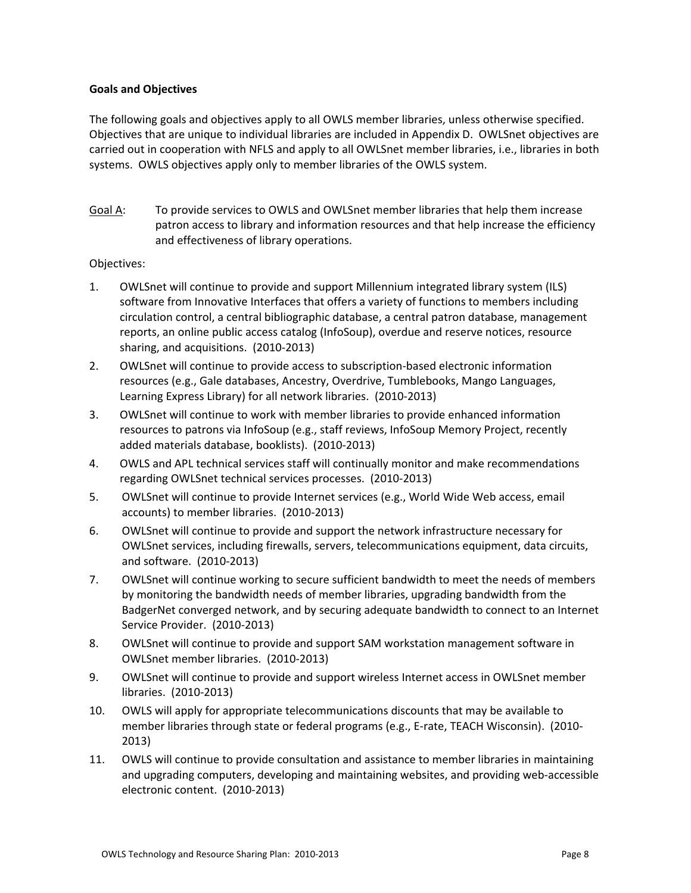**Goals and Objectives**

The following goals and objectives apply to all OWLS member libraries, unless otherwise specified. Objectives that are unique to individual libraries are included in Appendix D. OWLSnet objectives are carried out in cooperation with NFLS and apply to all OWLSnet member libraries, i.e., libraries in both systems. OWLS objectives apply only to member libraries of the OWLS system.

<u>Goal A</u>: To provide services to OWLS and OWLSnet member libraries that help them increase patron access to library and information resources and that help increase the efficiency and effectiveness of library operations.

Objectives:

1. OWLSnet will continue to provide and support Millennium integrated library system (ILS) software from Innovative Interfaces that offers a variety of functions to members including circulation control, a central bibliographic database, a central patron database, management reports, an online public access catalog (InfoSoup), overdue and reserve notices, resource sharing, and acquisitions. (2010-2013)
2. OWLSnet will continue to provide access to subscription-based electronic information resources (e.g., Gale databases, Ancestry, Overdrive, Tumblebooks, Mango Languages, Learning Express Library) for all network libraries. (2010-2013)
3. OWLSnet will continue to work with member libraries to provide enhanced information resources to patrons via InfoSoup (e.g., staff reviews, InfoSoup Memory Project, recently added materials database, booklists). (2010-2013)
4. OWLS and APL technical services staff will continually monitor and make recommendations regarding OWLSnet technical services processes. (2010-2013)
5. OWLSnet will continue to provide Internet services (e.g., World Wide Web access, email accounts) to member libraries. (2010-2013)
6. OWLSnet will continue to provide and support the network infrastructure necessary for OWLSnet services, including firewalls, servers, telecommunications equipment, data circuits, and software. (2010-2013)
7. OWLSnet will continue working to secure sufficient bandwidth to meet the needs of members by monitoring the bandwidth needs of member libraries, upgrading bandwidth from the BadgerNet converged network, and by securing adequate bandwidth to connect to an Internet Service Provider. (2010-2013)
8. OWLSnet will continue to provide and support SAM workstation management software in OWLSnet member libraries. (2010-2013)
9. OWLSnet will continue to provide and support wireless Internet access in OWLSnet member libraries. (2010-2013)
10. OWLS will apply for appropriate telecommunications discounts that may be available to member libraries through state or federal programs (e.g., E-rate, TEACH Wisconsin). (2010-2013)
11. OWLS will continue to provide consultation and assistance to member libraries in maintaining and upgrading computers, developing and maintaining websites, and providing web-accessible electronic content. (2010-2013)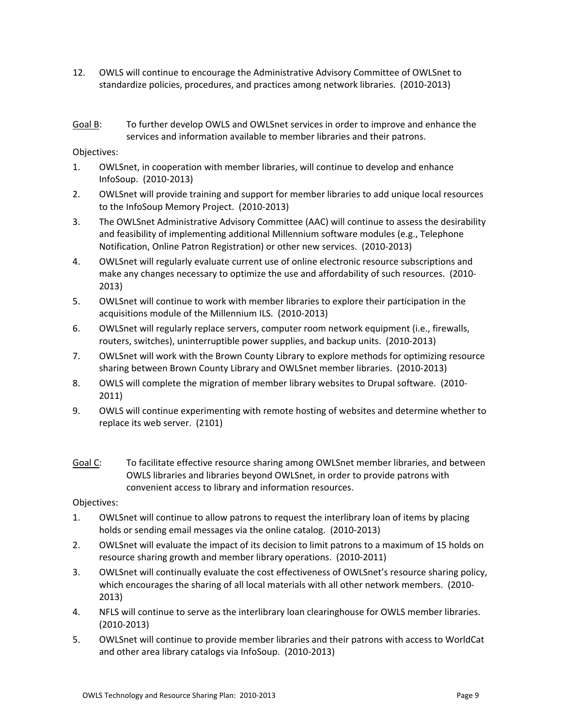12. OWLS will continue to encourage the Administrative Advisory Committee of OWLSnet to standardize policies, procedures, and practices among network libraries. (2010-2013)

<u>Goal B</u>: To further develop OWLS and OWLSnet services in order to improve and enhance the services and information available to member libraries and their patrons.

Objectives:

1. OWLSnet, in cooperation with member libraries, will continue to develop and enhance InfoSoup. (2010-2013)
2. OWLSnet will provide training and support for member libraries to add unique local resources to the InfoSoup Memory Project. (2010-2013)
3. The OWLSnet Administrative Advisory Committee (AAC) will continue to assess the desirability and feasibility of implementing additional Millennium software modules (e.g., Telephone Notification, Online Patron Registration) or other new services. (2010-2013)
4. OWLSnet will regularly evaluate current use of online electronic resource subscriptions and make any changes necessary to optimize the use and affordability of such resources. (2010-2013)
5. OWLSnet will continue to work with member libraries to explore their participation in the acquisitions module of the Millennium ILS. (2010-2013)
6. OWLSnet will regularly replace servers, computer room network equipment (i.e., firewalls, routers, switches), uninterruptible power supplies, and backup units. (2010-2013)
7. OWLSnet will work with the Brown County Library to explore methods for optimizing resource sharing between Brown County Library and OWLSnet member libraries. (2010-2013)
8. OWLS will complete the migration of member library websites to Drupal software. (2010-2011)
9. OWLS will continue experimenting with remote hosting of websites and determine whether to replace its web server. (2101)

<u>Goal C</u>: To facilitate effective resource sharing among OWLSnet member libraries, and between OWLS libraries and libraries beyond OWLSnet, in order to provide patrons with convenient access to library and information resources.

Objectives:

1. OWLSnet will continue to allow patrons to request the interlibrary loan of items by placing holds or sending email messages via the online catalog. (2010-2013)
2. OWLSnet will evaluate the impact of its decision to limit patrons to a maximum of 15 holds on resource sharing growth and member library operations. (2010-2011)
3. OWLSnet will continually evaluate the cost effectiveness of OWLSnet's resource sharing policy, which encourages the sharing of all local materials with all other network members. (2010-2013)
4. NFLS will continue to serve as the interlibrary loan clearinghouse for OWLS member libraries. (2010-2013)
5. OWLSnet will continue to provide member libraries and their patrons with access to WorldCat and other area library catalogs via InfoSoup. (2010-2013)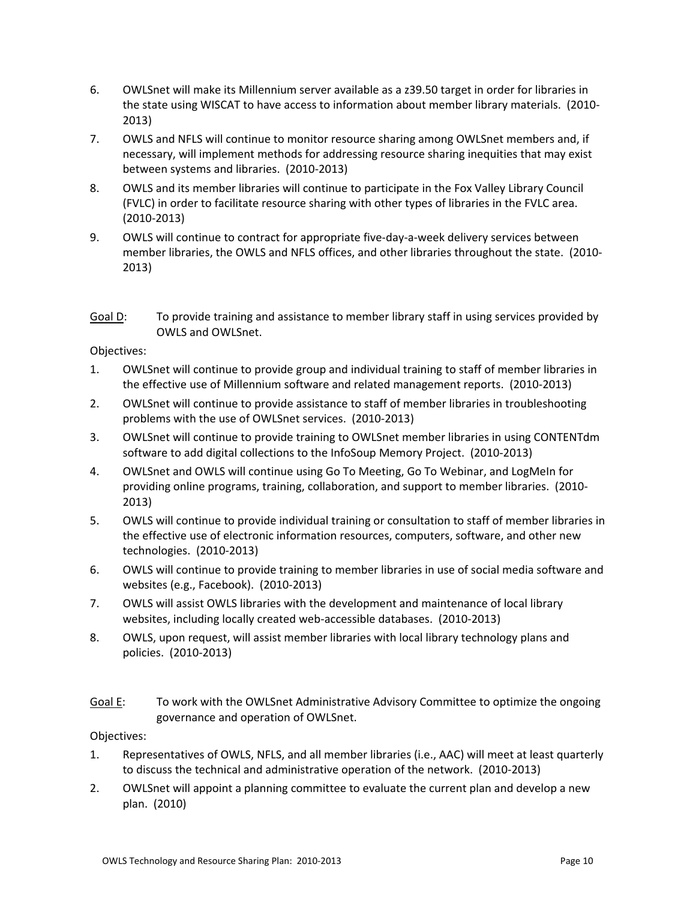6. OWLSnet will make its Millennium server available as a z39.50 target in order for libraries in the state using WISCAT to have access to information about member library materials. (2010-2013)
7. OWLS and NFLS will continue to monitor resource sharing among OWLSnet members and, if necessary, will implement methods for addressing resource sharing inequities that may exist between systems and libraries. (2010-2013)
8. OWLS and its member libraries will continue to participate in the Fox Valley Library Council (FVLC) in order to facilitate resource sharing with other types of libraries in the FVLC area. (2010-2013)
9. OWLS will continue to contract for appropriate five-day-a-week delivery services between member libraries, the OWLS and NFLS offices, and other libraries throughout the state. (2010-2013)

<u>Goal D</u>: To provide training and assistance to member library staff in using services provided by OWLS and OWLSnet.

Objectives:

1. OWLSnet will continue to provide group and individual training to staff of member libraries in the effective use of Millennium software and related management reports. (2010-2013)
2. OWLSnet will continue to provide assistance to staff of member libraries in troubleshooting problems with the use of OWLSnet services. (2010-2013)
3. OWLSnet will continue to provide training to OWLSnet member libraries in using CONTENTdm software to add digital collections to the InfoSoup Memory Project. (2010-2013)
4. OWLSnet and OWLS will continue using Go To Meeting, Go To Webinar, and LogMeIn for providing online programs, training, collaboration, and support to member libraries. (2010-2013)
5. OWLS will continue to provide individual training or consultation to staff of member libraries in the effective use of electronic information resources, computers, software, and other new technologies. (2010-2013)
6. OWLS will continue to provide training to member libraries in use of social media software and websites (e.g., Facebook). (2010-2013)
7. OWLS will assist OWLS libraries with the development and maintenance of local library websites, including locally created web-accessible databases. (2010-2013)
8. OWLS, upon request, will assist member libraries with local library technology plans and policies. (2010-2013)

<u>Goal E</u>: To work with the OWLSnet Administrative Advisory Committee to optimize the ongoing governance and operation of OWLSnet.

Objectives:

1. Representatives of OWLS, NFLS, and all member libraries (i.e., AAC) will meet at least quarterly to discuss the technical and administrative operation of the network. (2010-2013)
2. OWLSnet will appoint a planning committee to evaluate the current plan and develop a new plan. (2010)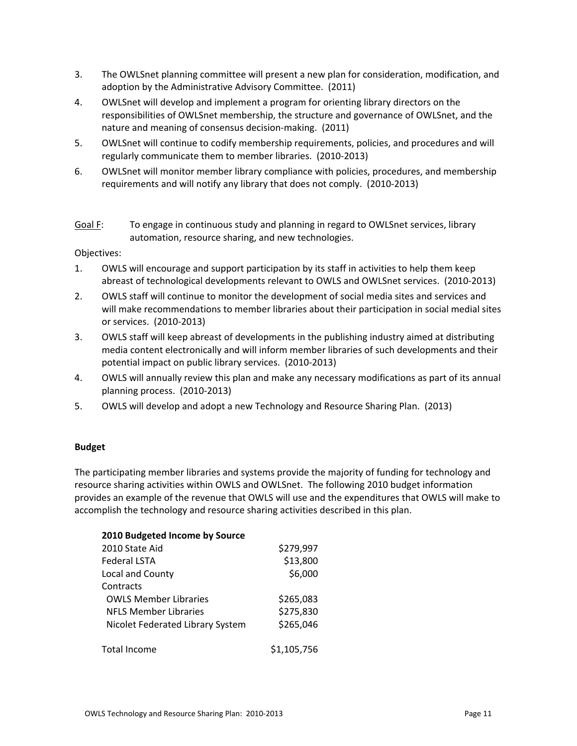3. The OWLSnet planning committee will present a new plan for consideration, modification, and adoption by the Administrative Advisory Committee. (2011)
4. OWLSnet will develop and implement a program for orienting library directors on the responsibilities of OWLSnet membership, the structure and governance of OWLSnet, and the nature and meaning of consensus decision-making. (2011)
5. OWLSnet will continue to codify membership requirements, policies, and procedures and will regularly communicate them to member libraries. (2010-2013)
6. OWLSnet will monitor member library compliance with policies, procedures, and membership requirements and will notify any library that does not comply. (2010-2013)

Goal F: To engage in continuous study and planning in regard to OWLSnet services, library automation, resource sharing, and new technologies.

Objectives:

1. OWLS will encourage and support participation by its staff in activities to help them keep abreast of technological developments relevant to OWLS and OWLSnet services. (2010-2013)
2. OWLS staff will continue to monitor the development of social media sites and services and will make recommendations to member libraries about their participation in social medial sites or services. (2010-2013)
3. OWLS staff will keep abreast of developments in the publishing industry aimed at distributing media content electronically and will inform member libraries of such developments and their potential impact on public library services. (2010-2013)
4. OWLS will annually review this plan and make any necessary modifications as part of its annual planning process. (2010-2013)
5. OWLS will develop and adopt a new Technology and Resource Sharing Plan. (2013)

**Budget**

The participating member libraries and systems provide the majority of funding for technology and resource sharing activities within OWLS and OWLSnet. The following 2010 budget information provides an example of the revenue that OWLS will use and the expenditures that OWLS will make to accomplish the technology and resource sharing activities described in this plan.

| **2010 Budgeted Income by Source** | |
|---|---|
| 2010 State Aid | $279,997 |
| Federal LSTA | $13,800 |
| Local and County | $6,000 |
| Contracts | |
| OWLS Member Libraries | $265,083 |
| NFLS Member Libraries | $275,830 |
| Nicolet Federated Library System | $265,046 |
| Total Income | $1,105,756 |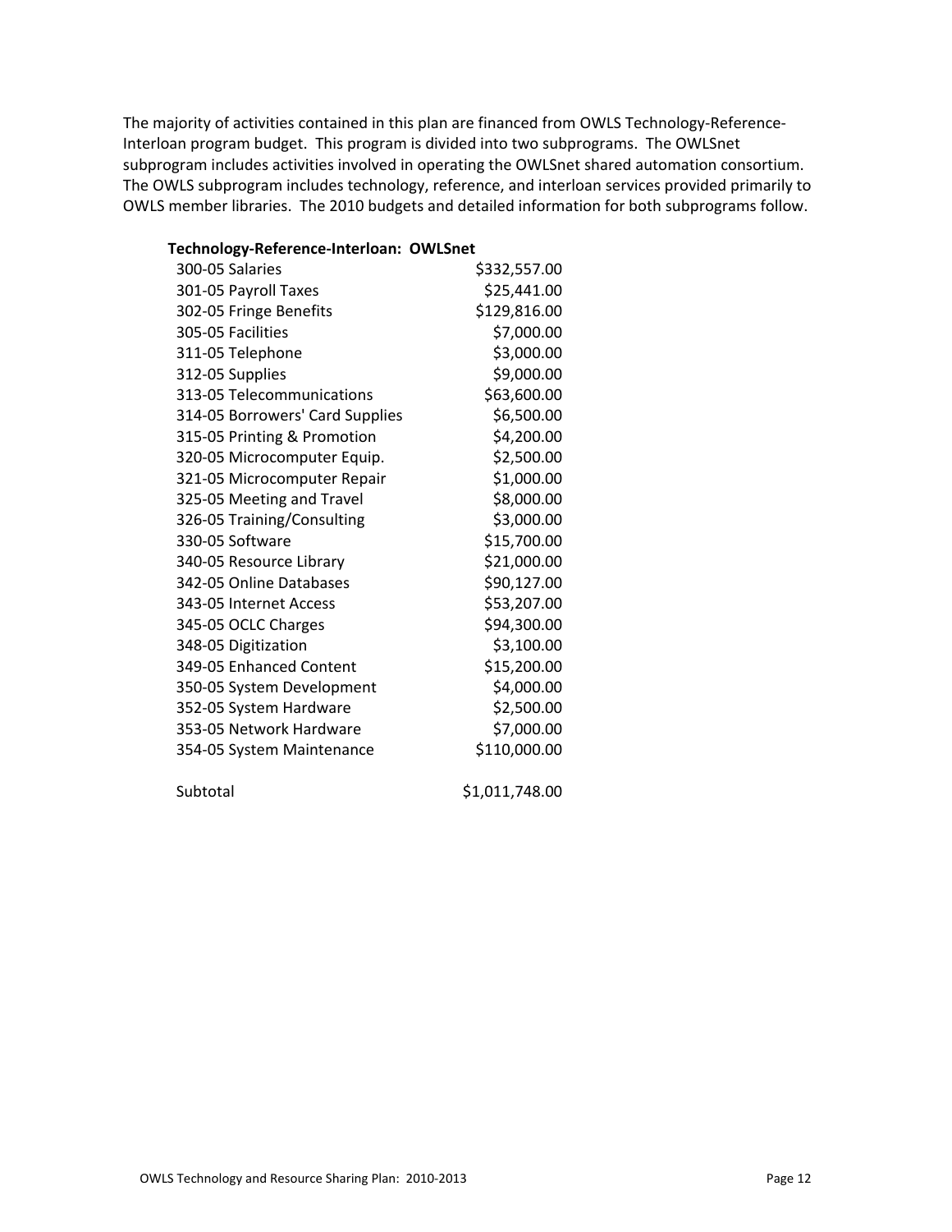The majority of activities contained in this plan are financed from OWLS Technology-Reference-Interloan program budget. This program is divided into two subprograms. The OWLSnet subprogram includes activities involved in operating the OWLSnet shared automation consortium. The OWLS subprogram includes technology, reference, and interloan services provided primarily to OWLS member libraries. The 2010 budgets and detailed information for both subprograms follow.

**Technology-Reference-Interloan: OWLSnet**

| Item | Amount |
|---|---|
| 300-05 Salaries | $332,557.00 |
| 301-05 Payroll Taxes | $25,441.00 |
| 302-05 Fringe Benefits | $129,816.00 |
| 305-05 Facilities | $7,000.00 |
| 311-05 Telephone | $3,000.00 |
| 312-05 Supplies | $9,000.00 |
| 313-05 Telecommunications | $63,600.00 |
| 314-05 Borrowers' Card Supplies | $6,500.00 |
| 315-05 Printing & Promotion | $4,200.00 |
| 320-05 Microcomputer Equip. | $2,500.00 |
| 321-05 Microcomputer Repair | $1,000.00 |
| 325-05 Meeting and Travel | $8,000.00 |
| 326-05 Training/Consulting | $3,000.00 |
| 330-05 Software | $15,700.00 |
| 340-05 Resource Library | $21,000.00 |
| 342-05 Online Databases | $90,127.00 |
| 343-05 Internet Access | $53,207.00 |
| 345-05 OCLC Charges | $94,300.00 |
| 348-05 Digitization | $3,100.00 |
| 349-05 Enhanced Content | $15,200.00 |
| 350-05 System Development | $4,000.00 |
| 352-05 System Hardware | $2,500.00 |
| 353-05 Network Hardware | $7,000.00 |
| 354-05 System Maintenance | $110,000.00 |
| Subtotal | $1,011,748.00 |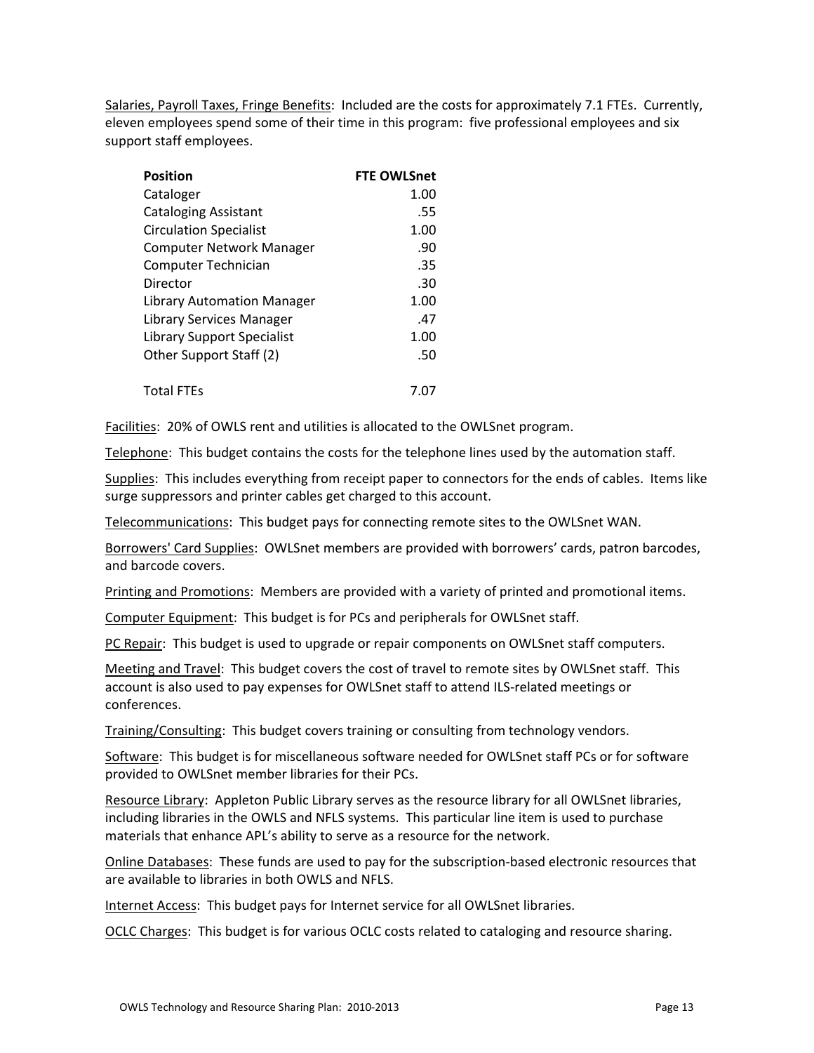Salaries, Payroll Taxes, Fringe Benefits: Included are the costs for approximately 7.1 FTEs. Currently, eleven employees spend some of their time in this program: five professional employees and six support staff employees.

| Position | FTE OWLSnet |
|---|---:|
| Cataloger | 1.00 |
| Cataloging Assistant | .55 |
| Circulation Specialist | 1.00 |
| Computer Network Manager | .90 |
| Computer Technician | .35 |
| Director | .30 |
| Library Automation Manager | 1.00 |
| Library Services Manager | .47 |
| Library Support Specialist | 1.00 |
| Other Support Staff (2) | .50 |
| Total FTEs | 7.07 |

Facilities: 20% of OWLS rent and utilities is allocated to the OWLSnet program.

Telephone: This budget contains the costs for the telephone lines used by the automation staff.

Supplies: This includes everything from receipt paper to connectors for the ends of cables. Items like surge suppressors and printer cables get charged to this account.

Telecommunications: This budget pays for connecting remote sites to the OWLSnet WAN.

Borrowers' Card Supplies: OWLSnet members are provided with borrowers' cards, patron barcodes, and barcode covers.

Printing and Promotions: Members are provided with a variety of printed and promotional items.

Computer Equipment: This budget is for PCs and peripherals for OWLSnet staff.

PC Repair: This budget is used to upgrade or repair components on OWLSnet staff computers.

Meeting and Travel: This budget covers the cost of travel to remote sites by OWLSnet staff. This account is also used to pay expenses for OWLSnet staff to attend ILS-related meetings or conferences.

Training/Consulting: This budget covers training or consulting from technology vendors.

Software: This budget is for miscellaneous software needed for OWLSnet staff PCs or for software provided to OWLSnet member libraries for their PCs.

Resource Library: Appleton Public Library serves as the resource library for all OWLSnet libraries, including libraries in the OWLS and NFLS systems. This particular line item is used to purchase materials that enhance APL's ability to serve as a resource for the network.

Online Databases: These funds are used to pay for the subscription-based electronic resources that are available to libraries in both OWLS and NFLS.

Internet Access: This budget pays for Internet service for all OWLSnet libraries.

OCLC Charges: This budget is for various OCLC costs related to cataloging and resource sharing.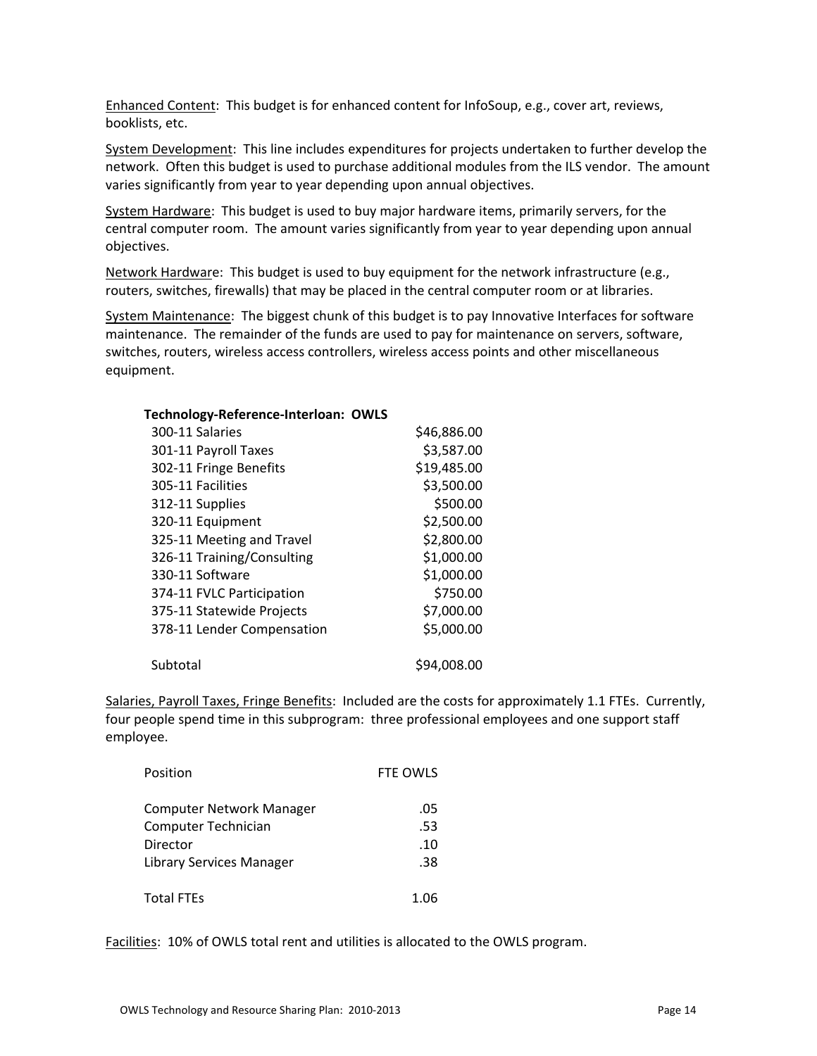Enhanced Content: This budget is for enhanced content for InfoSoup, e.g., cover art, reviews, booklists, etc.

System Development: This line includes expenditures for projects undertaken to further develop the network. Often this budget is used to purchase additional modules from the ILS vendor. The amount varies significantly from year to year depending upon annual objectives.

System Hardware: This budget is used to buy major hardware items, primarily servers, for the central computer room. The amount varies significantly from year to year depending upon annual objectives.

Network Hardware: This budget is used to buy equipment for the network infrastructure (e.g., routers, switches, firewalls) that may be placed in the central computer room or at libraries.

System Maintenance: The biggest chunk of this budget is to pay Innovative Interfaces for software maintenance. The remainder of the funds are used to pay for maintenance on servers, software, switches, routers, wireless access controllers, wireless access points and other miscellaneous equipment.

| **Technology-Reference-Interloan: OWLS** | |
|---|---|
| 300-11 Salaries | $46,886.00 |
| 301-11 Payroll Taxes | $3,587.00 |
| 302-11 Fringe Benefits | $19,485.00 |
| 305-11 Facilities | $3,500.00 |
| 312-11 Supplies | $500.00 |
| 320-11 Equipment | $2,500.00 |
| 325-11 Meeting and Travel | $2,800.00 |
| 326-11 Training/Consulting | $1,000.00 |
| 330-11 Software | $1,000.00 |
| 374-11 FVLC Participation | $750.00 |
| 375-11 Statewide Projects | $7,000.00 |
| 378-11 Lender Compensation | $5,000.00 |
| Subtotal | $94,008.00 |

Salaries, Payroll Taxes, Fringe Benefits: Included are the costs for approximately 1.1 FTEs. Currently, four people spend time in this subprogram: three professional employees and one support staff employee.

| Position | FTE OWLS |
|---|---|
| Computer Network Manager | .05 |
| Computer Technician | .53 |
| Director | .10 |
| Library Services Manager | .38 |
| Total FTEs | 1.06 |

Facilities: 10% of OWLS total rent and utilities is allocated to the OWLS program.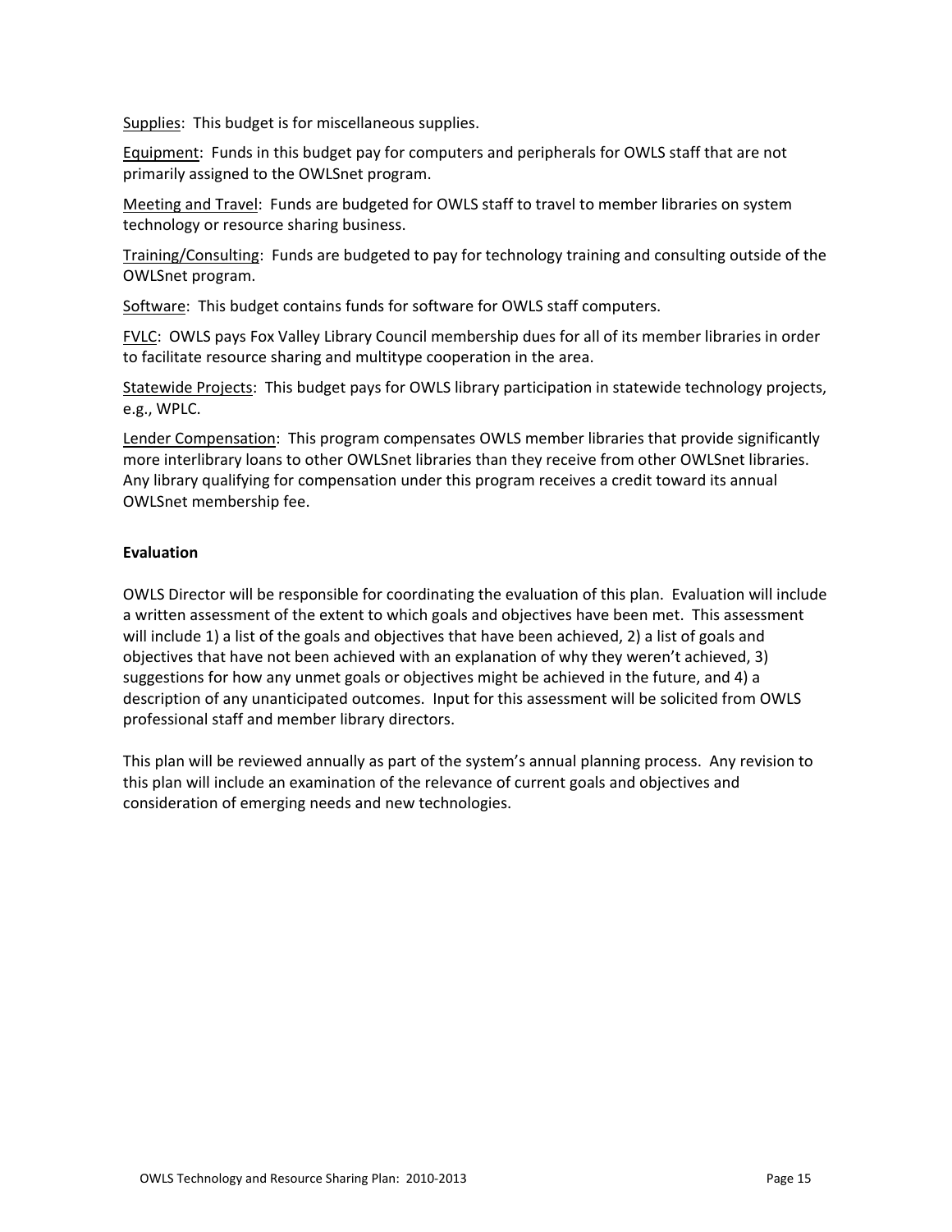Supplies: This budget is for miscellaneous supplies.

Equipment: Funds in this budget pay for computers and peripherals for OWLS staff that are not primarily assigned to the OWLSnet program.

Meeting and Travel: Funds are budgeted for OWLS staff to travel to member libraries on system technology or resource sharing business.

Training/Consulting: Funds are budgeted to pay for technology training and consulting outside of the OWLSnet program.

Software: This budget contains funds for software for OWLS staff computers.

FVLC: OWLS pays Fox Valley Library Council membership dues for all of its member libraries in order to facilitate resource sharing and multitype cooperation in the area.

Statewide Projects: This budget pays for OWLS library participation in statewide technology projects, e.g., WPLC.

Lender Compensation: This program compensates OWLS member libraries that provide significantly more interlibrary loans to other OWLSnet libraries than they receive from other OWLSnet libraries. Any library qualifying for compensation under this program receives a credit toward its annual OWLSnet membership fee.

**Evaluation**

OWLS Director will be responsible for coordinating the evaluation of this plan. Evaluation will include a written assessment of the extent to which goals and objectives have been met. This assessment will include 1) a list of the goals and objectives that have been achieved, 2) a list of goals and objectives that have not been achieved with an explanation of why they weren't achieved, 3) suggestions for how any unmet goals or objectives might be achieved in the future, and 4) a description of any unanticipated outcomes. Input for this assessment will be solicited from OWLS professional staff and member library directors.

This plan will be reviewed annually as part of the system's annual planning process. Any revision to this plan will include an examination of the relevance of current goals and objectives and consideration of emerging needs and new technologies.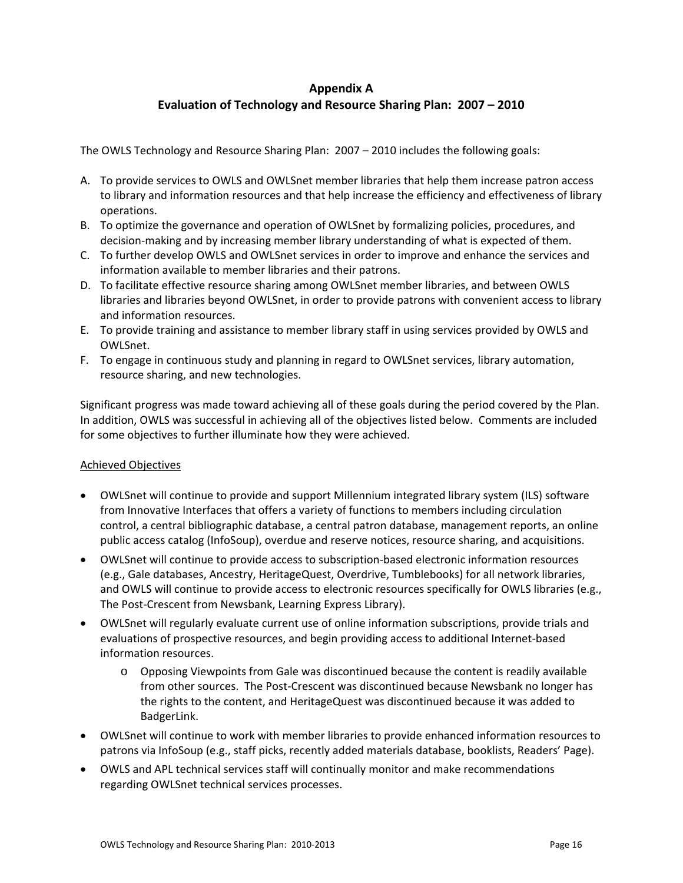# Appendix A
## Evaluation of Technology and Resource Sharing Plan: 2007 – 2010

The OWLS Technology and Resource Sharing Plan: 2007 – 2010 includes the following goals:

A. To provide services to OWLS and OWLSnet member libraries that help them increase patron access to library and information resources and that help increase the efficiency and effectiveness of library operations.
B. To optimize the governance and operation of OWLSnet by formalizing policies, procedures, and decision-making and by increasing member library understanding of what is expected of them.
C. To further develop OWLS and OWLSnet services in order to improve and enhance the services and information available to member libraries and their patrons.
D. To facilitate effective resource sharing among OWLSnet member libraries, and between OWLS libraries and libraries beyond OWLSnet, in order to provide patrons with convenient access to library and information resources.
E. To provide training and assistance to member library staff in using services provided by OWLS and OWLSnet.
F. To engage in continuous study and planning in regard to OWLSnet services, library automation, resource sharing, and new technologies.

Significant progress was made toward achieving all of these goals during the period covered by the Plan. In addition, OWLS was successful in achieving all of the objectives listed below. Comments are included for some objectives to further illuminate how they were achieved.

<u>Achieved Objectives</u>

- OWLSnet will continue to provide and support Millennium integrated library system (ILS) software from Innovative Interfaces that offers a variety of functions to members including circulation control, a central bibliographic database, a central patron database, management reports, an online public access catalog (InfoSoup), overdue and reserve notices, resource sharing, and acquisitions.
- OWLSnet will continue to provide access to subscription-based electronic information resources (e.g., Gale databases, Ancestry, HeritageQuest, Overdrive, Tumblebooks) for all network libraries, and OWLS will continue to provide access to electronic resources specifically for OWLS libraries (e.g., The Post-Crescent from Newsbank, Learning Express Library).
- OWLSnet will regularly evaluate current use of online information subscriptions, provide trials and evaluations of prospective resources, and begin providing access to additional Internet-based information resources.
    - Opposing Viewpoints from Gale was discontinued because the content is readily available from other sources. The Post-Crescent was discontinued because Newsbank no longer has the rights to the content, and HeritageQuest was discontinued because it was added to BadgerLink.
- OWLSnet will continue to work with member libraries to provide enhanced information resources to patrons via InfoSoup (e.g., staff picks, recently added materials database, booklists, Readers' Page).
- OWLS and APL technical services staff will continually monitor and make recommendations regarding OWLSnet technical services processes.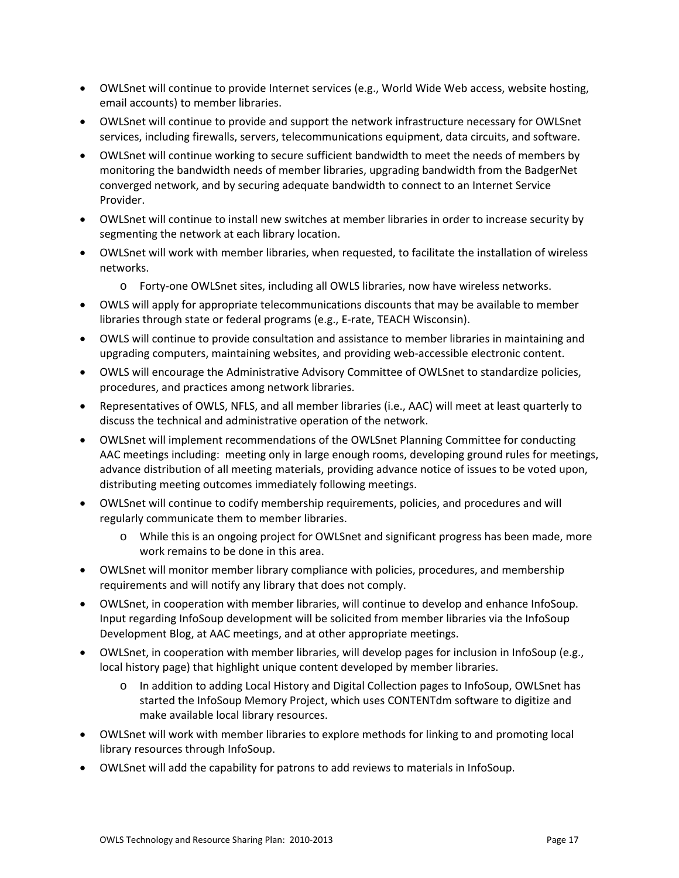- OWLSnet will continue to provide Internet services (e.g., World Wide Web access, website hosting, email accounts) to member libraries.
- OWLSnet will continue to provide and support the network infrastructure necessary for OWLSnet services, including firewalls, servers, telecommunications equipment, data circuits, and software.
- OWLSnet will continue working to secure sufficient bandwidth to meet the needs of members by monitoring the bandwidth needs of member libraries, upgrading bandwidth from the BadgerNet converged network, and by securing adequate bandwidth to connect to an Internet Service Provider.
- OWLSnet will continue to install new switches at member libraries in order to increase security by segmenting the network at each library location.
- OWLSnet will work with member libraries, when requested, to facilitate the installation of wireless networks.
  - Forty-one OWLSnet sites, including all OWLS libraries, now have wireless networks.
- OWLS will apply for appropriate telecommunications discounts that may be available to member libraries through state or federal programs (e.g., E-rate, TEACH Wisconsin).
- OWLS will continue to provide consultation and assistance to member libraries in maintaining and upgrading computers, maintaining websites, and providing web-accessible electronic content.
- OWLS will encourage the Administrative Advisory Committee of OWLSnet to standardize policies, procedures, and practices among network libraries.
- Representatives of OWLS, NFLS, and all member libraries (i.e., AAC) will meet at least quarterly to discuss the technical and administrative operation of the network.
- OWLSnet will implement recommendations of the OWLSnet Planning Committee for conducting AAC meetings including: meeting only in large enough rooms, developing ground rules for meetings, advance distribution of all meeting materials, providing advance notice of issues to be voted upon, distributing meeting outcomes immediately following meetings.
- OWLSnet will continue to codify membership requirements, policies, and procedures and will regularly communicate them to member libraries.
  - While this is an ongoing project for OWLSnet and significant progress has been made, more work remains to be done in this area.
- OWLSnet will monitor member library compliance with policies, procedures, and membership requirements and will notify any library that does not comply.
- OWLSnet, in cooperation with member libraries, will continue to develop and enhance InfoSoup. Input regarding InfoSoup development will be solicited from member libraries via the InfoSoup Development Blog, at AAC meetings, and at other appropriate meetings.
- OWLSnet, in cooperation with member libraries, will develop pages for inclusion in InfoSoup (e.g., local history page) that highlight unique content developed by member libraries.
  - In addition to adding Local History and Digital Collection pages to InfoSoup, OWLSnet has started the InfoSoup Memory Project, which uses CONTENTdm software to digitize and make available local library resources.
- OWLSnet will work with member libraries to explore methods for linking to and promoting local library resources through InfoSoup.
- OWLSnet will add the capability for patrons to add reviews to materials in InfoSoup.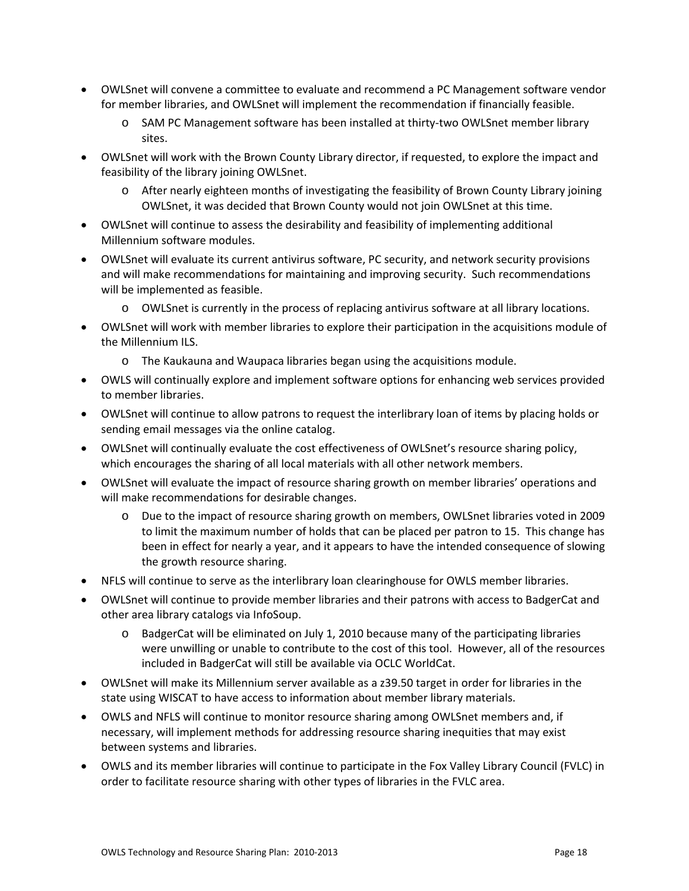- OWLSnet will convene a committee to evaluate and recommend a PC Management software vendor for member libraries, and OWLSnet will implement the recommendation if financially feasible.
  - SAM PC Management software has been installed at thirty-two OWLSnet member library sites.
- OWLSnet will work with the Brown County Library director, if requested, to explore the impact and feasibility of the library joining OWLSnet.
  - After nearly eighteen months of investigating the feasibility of Brown County Library joining OWLSnet, it was decided that Brown County would not join OWLSnet at this time.
- OWLSnet will continue to assess the desirability and feasibility of implementing additional Millennium software modules.
- OWLSnet will evaluate its current antivirus software, PC security, and network security provisions and will make recommendations for maintaining and improving security. Such recommendations will be implemented as feasible.
  - OWLSnet is currently in the process of replacing antivirus software at all library locations.
- OWLSnet will work with member libraries to explore their participation in the acquisitions module of the Millennium ILS.
  - The Kaukauna and Waupaca libraries began using the acquisitions module.
- OWLS will continually explore and implement software options for enhancing web services provided to member libraries.
- OWLSnet will continue to allow patrons to request the interlibrary loan of items by placing holds or sending email messages via the online catalog.
- OWLSnet will continually evaluate the cost effectiveness of OWLSnet's resource sharing policy, which encourages the sharing of all local materials with all other network members.
- OWLSnet will evaluate the impact of resource sharing growth on member libraries' operations and will make recommendations for desirable changes.
  - Due to the impact of resource sharing growth on members, OWLSnet libraries voted in 2009 to limit the maximum number of holds that can be placed per patron to 15. This change has been in effect for nearly a year, and it appears to have the intended consequence of slowing the growth resource sharing.
- NFLS will continue to serve as the interlibrary loan clearinghouse for OWLS member libraries.
- OWLSnet will continue to provide member libraries and their patrons with access to BadgerCat and other area library catalogs via InfoSoup.
  - BadgerCat will be eliminated on July 1, 2010 because many of the participating libraries were unwilling or unable to contribute to the cost of this tool. However, all of the resources included in BadgerCat will still be available via OCLC WorldCat.
- OWLSnet will make its Millennium server available as a z39.50 target in order for libraries in the state using WISCAT to have access to information about member library materials.
- OWLS and NFLS will continue to monitor resource sharing among OWLSnet members and, if necessary, will implement methods for addressing resource sharing inequities that may exist between systems and libraries.
- OWLS and its member libraries will continue to participate in the Fox Valley Library Council (FVLC) in order to facilitate resource sharing with other types of libraries in the FVLC area.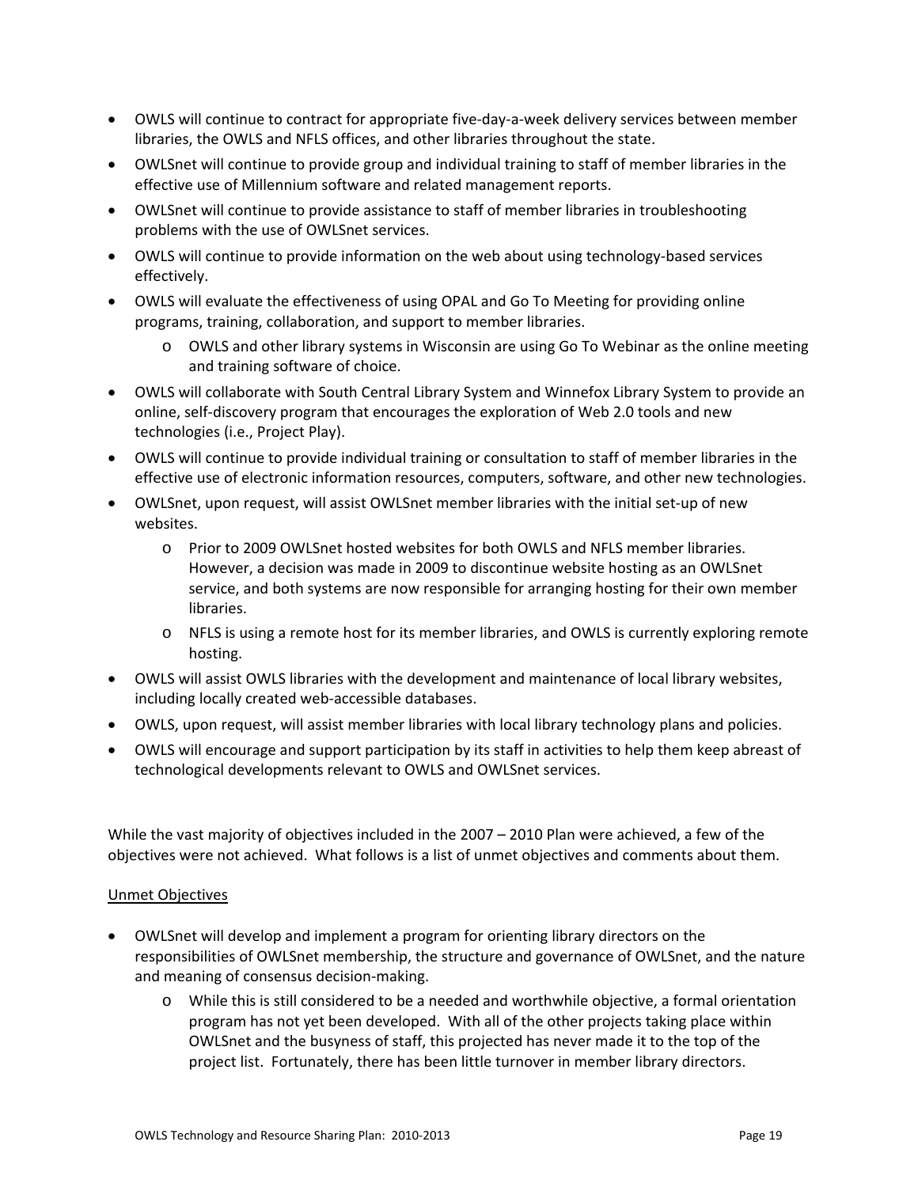- OWLS will continue to contract for appropriate five-day-a-week delivery services between member libraries, the OWLS and NFLS offices, and other libraries throughout the state.
- OWLSnet will continue to provide group and individual training to staff of member libraries in the effective use of Millennium software and related management reports.
- OWLSnet will continue to provide assistance to staff of member libraries in troubleshooting problems with the use of OWLSnet services.
- OWLS will continue to provide information on the web about using technology-based services effectively.
- OWLS will evaluate the effectiveness of using OPAL and Go To Meeting for providing online programs, training, collaboration, and support to member libraries.
  - OWLS and other library systems in Wisconsin are using Go To Webinar as the online meeting and training software of choice.
- OWLS will collaborate with South Central Library System and Winnefox Library System to provide an online, self-discovery program that encourages the exploration of Web 2.0 tools and new technologies (i.e., Project Play).
- OWLS will continue to provide individual training or consultation to staff of member libraries in the effective use of electronic information resources, computers, software, and other new technologies.
- OWLSnet, upon request, will assist OWLSnet member libraries with the initial set-up of new websites.
  - Prior to 2009 OWLSnet hosted websites for both OWLS and NFLS member libraries. However, a decision was made in 2009 to discontinue website hosting as an OWLSnet service, and both systems are now responsible for arranging hosting for their own member libraries.
  - NFLS is using a remote host for its member libraries, and OWLS is currently exploring remote hosting.
- OWLS will assist OWLS libraries with the development and maintenance of local library websites, including locally created web-accessible databases.
- OWLS, upon request, will assist member libraries with local library technology plans and policies.
- OWLS will encourage and support participation by its staff in activities to help them keep abreast of technological developments relevant to OWLS and OWLSnet services.

While the vast majority of objectives included in the 2007 – 2010 Plan were achieved, a few of the objectives were not achieved. What follows is a list of unmet objectives and comments about them.

Unmet Objectives

- OWLSnet will develop and implement a program for orienting library directors on the responsibilities of OWLSnet membership, the structure and governance of OWLSnet, and the nature and meaning of consensus decision-making.
  - While this is still considered to be a needed and worthwhile objective, a formal orientation program has not yet been developed. With all of the other projects taking place within OWLSnet and the busyness of staff, this projected has never made it to the top of the project list. Fortunately, there has been little turnover in member library directors.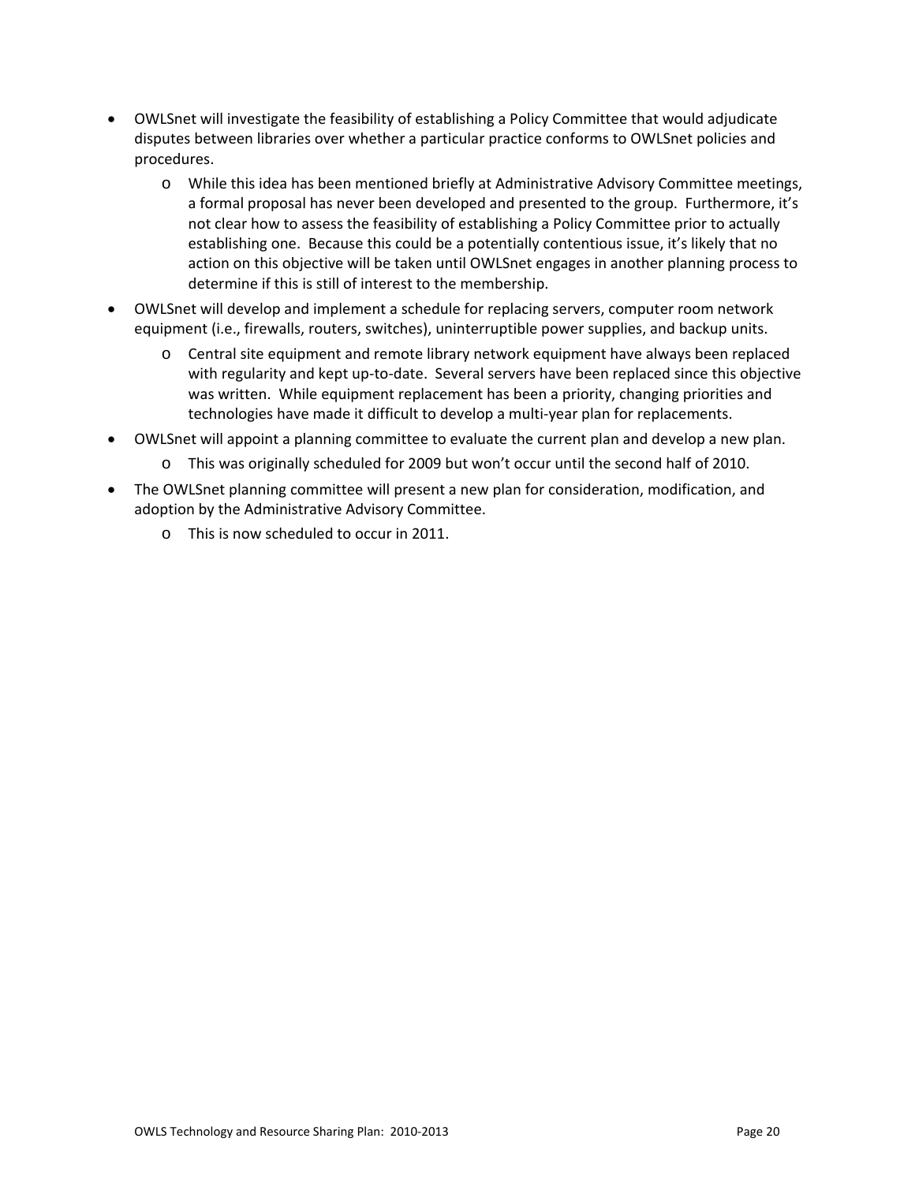- OWLSnet will investigate the feasibility of establishing a Policy Committee that would adjudicate disputes between libraries over whether a particular practice conforms to OWLSnet policies and procedures.
    - While this idea has been mentioned briefly at Administrative Advisory Committee meetings, a formal proposal has never been developed and presented to the group. Furthermore, it's not clear how to assess the feasibility of establishing a Policy Committee prior to actually establishing one. Because this could be a potentially contentious issue, it's likely that no action on this objective will be taken until OWLSnet engages in another planning process to determine if this is still of interest to the membership.
- OWLSnet will develop and implement a schedule for replacing servers, computer room network equipment (i.e., firewalls, routers, switches), uninterruptible power supplies, and backup units.
    - Central site equipment and remote library network equipment have always been replaced with regularity and kept up-to-date. Several servers have been replaced since this objective was written. While equipment replacement has been a priority, changing priorities and technologies have made it difficult to develop a multi-year plan for replacements.
- OWLSnet will appoint a planning committee to evaluate the current plan and develop a new plan.
    - This was originally scheduled for 2009 but won't occur until the second half of 2010.
- The OWLSnet planning committee will present a new plan for consideration, modification, and adoption by the Administrative Advisory Committee.
    - This is now scheduled to occur in 2011.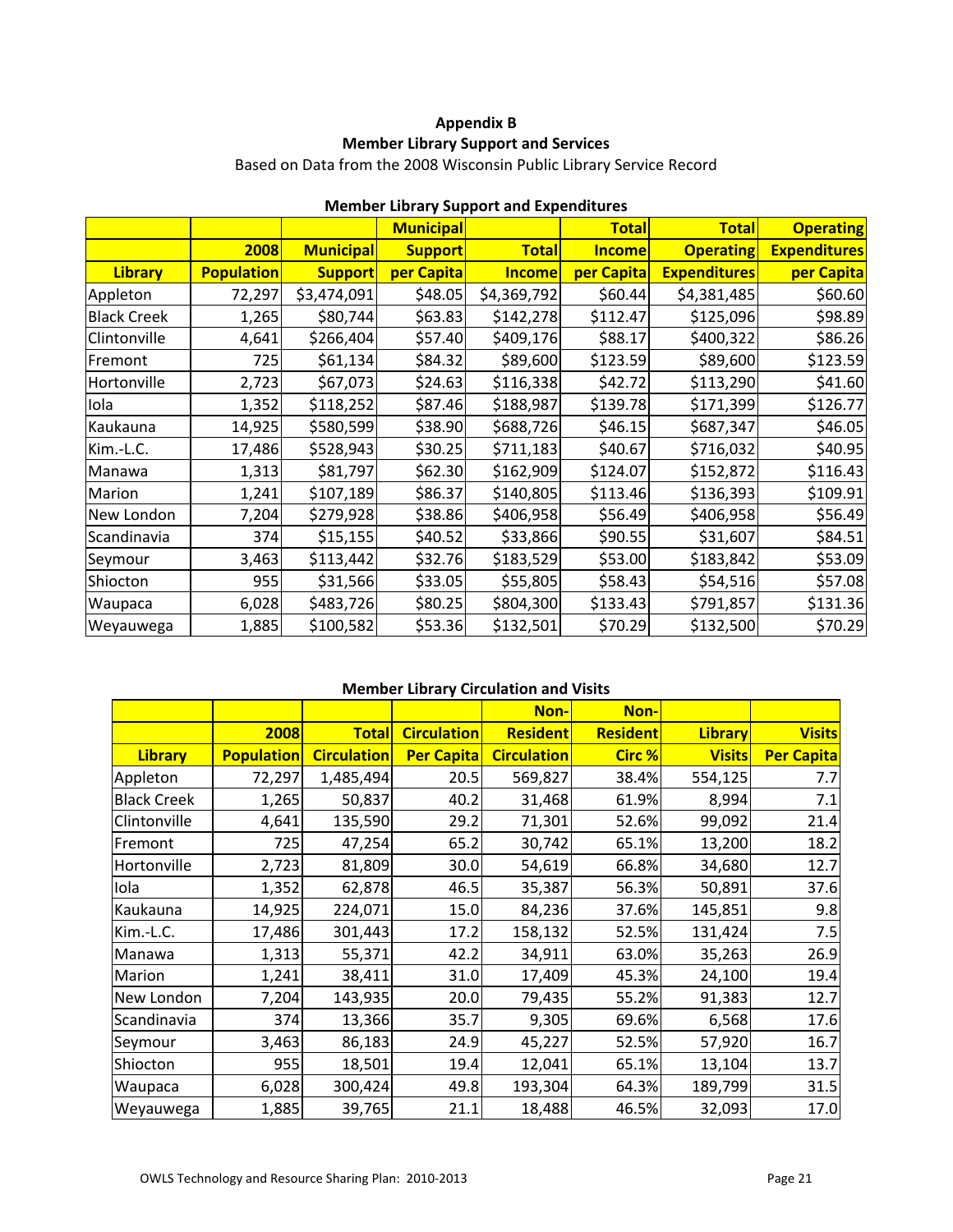# Appendix B

## Member Library Support and Services

Based on Data from the 2008 Wisconsin Public Library Service Record

### Member Library Support and Expenditures

| Library | 2008 Population | Municipal Support | Municipal Support per Capita | Total Income | Total Income per Capita | Total Operating Expenditures | Operating Expenditures per Capita |
|---|---|---|---|---|---|---|---|
| Appleton | 72,297 | $3,474,091 | $48.05 | $4,369,792 | $60.44 | $4,381,485 | $60.60 |
| Black Creek | 1,265 | $80,744 | $63.83 | $142,278 | $112.47 | $125,096 | $98.89 |
| Clintonville | 4,641 | $266,404 | $57.40 | $409,176 | $88.17 | $400,322 | $86.26 |
| Fremont | 725 | $61,134 | $84.32 | $89,600 | $123.59 | $89,600 | $123.59 |
| Hortonville | 2,723 | $67,073 | $24.63 | $116,338 | $42.72 | $113,290 | $41.60 |
| Iola | 1,352 | $118,252 | $87.46 | $188,987 | $139.78 | $171,399 | $126.77 |
| Kaukauna | 14,925 | $580,599 | $38.90 | $688,726 | $46.15 | $687,347 | $46.05 |
| Kim.-L.C. | 17,486 | $528,943 | $30.25 | $711,183 | $40.67 | $716,032 | $40.95 |
| Manawa | 1,313 | $81,797 | $62.30 | $162,909 | $124.07 | $152,872 | $116.43 |
| Marion | 1,241 | $107,189 | $86.37 | $140,805 | $113.46 | $136,393 | $109.91 |
| New London | 7,204 | $279,928 | $38.86 | $406,958 | $56.49 | $406,958 | $56.49 |
| Scandinavia | 374 | $15,155 | $40.52 | $33,866 | $90.55 | $31,607 | $84.51 |
| Seymour | 3,463 | $113,442 | $32.76 | $183,529 | $53.00 | $183,842 | $53.09 |
| Shiocton | 955 | $31,566 | $33.05 | $55,805 | $58.43 | $54,516 | $57.08 |
| Waupaca | 6,028 | $483,726 | $80.25 | $804,300 | $133.43 | $791,857 | $131.36 |
| Weyauwega | 1,885 | $100,582 | $53.36 | $132,501 | $70.29 | $132,500 | $70.29 |

### Member Library Circulation and Visits

| Library | 2008 Population | Total Circulation | Circulation Per Capita | Non-Resident Circulation | Non-Resident Circ % | Library Visits | Visits Per Capita |
|---|---|---|---|---|---|---|---|
| Appleton | 72,297 | 1,485,494 | 20.5 | 569,827 | 38.4% | 554,125 | 7.7 |
| Black Creek | 1,265 | 50,837 | 40.2 | 31,468 | 61.9% | 8,994 | 7.1 |
| Clintonville | 4,641 | 135,590 | 29.2 | 71,301 | 52.6% | 99,092 | 21.4 |
| Fremont | 725 | 47,254 | 65.2 | 30,742 | 65.1% | 13,200 | 18.2 |
| Hortonville | 2,723 | 81,809 | 30.0 | 54,619 | 66.8% | 34,680 | 12.7 |
| Iola | 1,352 | 62,878 | 46.5 | 35,387 | 56.3% | 50,891 | 37.6 |
| Kaukauna | 14,925 | 224,071 | 15.0 | 84,236 | 37.6% | 145,851 | 9.8 |
| Kim.-L.C. | 17,486 | 301,443 | 17.2 | 158,132 | 52.5% | 131,424 | 7.5 |
| Manawa | 1,313 | 55,371 | 42.2 | 34,911 | 63.0% | 35,263 | 26.9 |
| Marion | 1,241 | 38,411 | 31.0 | 17,409 | 45.3% | 24,100 | 19.4 |
| New London | 7,204 | 143,935 | 20.0 | 79,435 | 55.2% | 91,383 | 12.7 |
| Scandinavia | 374 | 13,366 | 35.7 | 9,305 | 69.6% | 6,568 | 17.6 |
| Seymour | 3,463 | 86,183 | 24.9 | 45,227 | 52.5% | 57,920 | 16.7 |
| Shiocton | 955 | 18,501 | 19.4 | 12,041 | 65.1% | 13,104 | 13.7 |
| Waupaca | 6,028 | 300,424 | 49.8 | 193,304 | 64.3% | 189,799 | 31.5 |
| Weyauwega | 1,885 | 39,765 | 21.1 | 18,488 | 46.5% | 32,093 | 17.0 |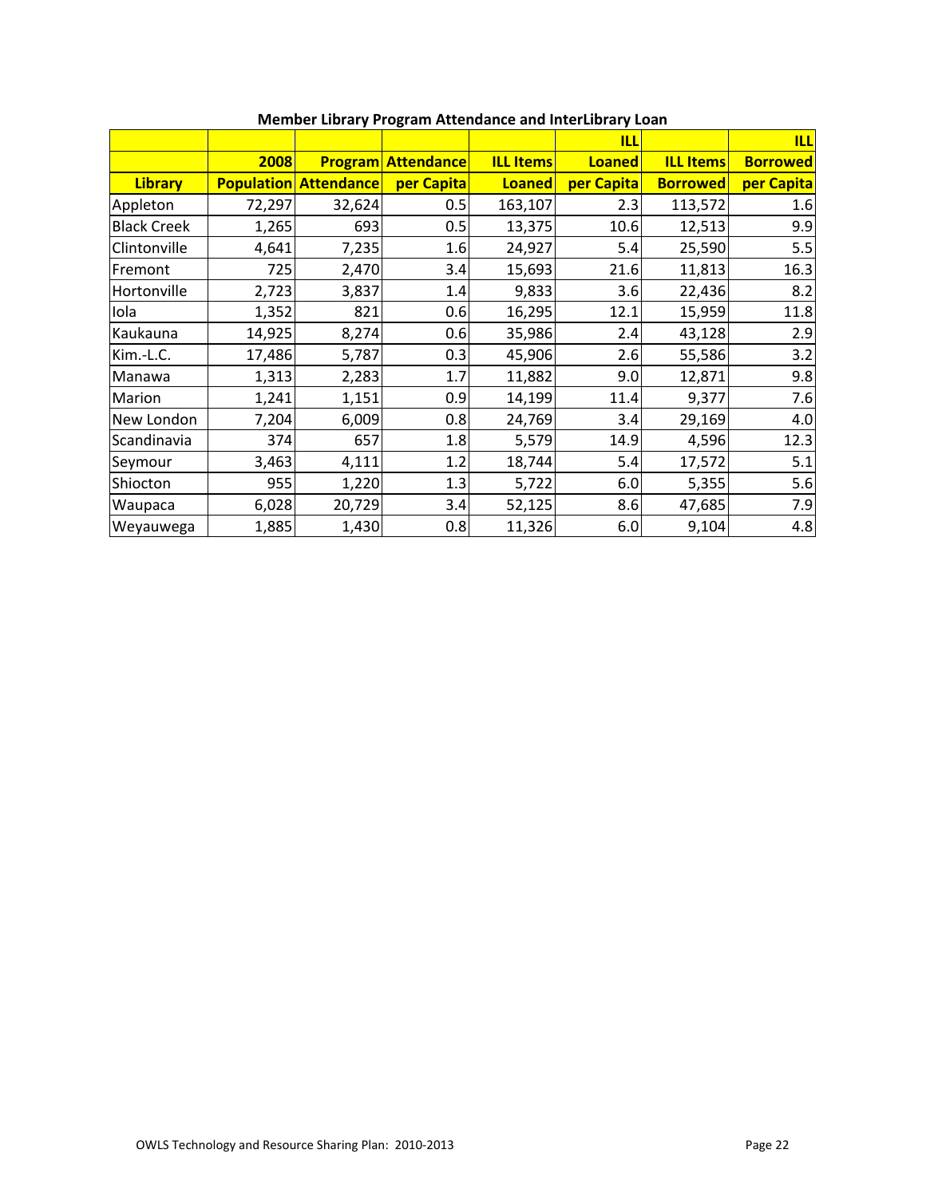**Member Library Program Attendance and InterLibrary Loan**

| Library | 2008 Population | Program Attendance | Attendance per Capita | ILL Items Loaned | ILL Loaned per Capita | ILL Items Borrowed | ILL Borrowed per Capita |
|---|---|---|---|---|---|---|---|
| Appleton | 72,297 | 32,624 | 0.5 | 163,107 | 2.3 | 113,572 | 1.6 |
| Black Creek | 1,265 | 693 | 0.5 | 13,375 | 10.6 | 12,513 | 9.9 |
| Clintonville | 4,641 | 7,235 | 1.6 | 24,927 | 5.4 | 25,590 | 5.5 |
| Fremont | 725 | 2,470 | 3.4 | 15,693 | 21.6 | 11,813 | 16.3 |
| Hortonville | 2,723 | 3,837 | 1.4 | 9,833 | 3.6 | 22,436 | 8.2 |
| Iola | 1,352 | 821 | 0.6 | 16,295 | 12.1 | 15,959 | 11.8 |
| Kaukauna | 14,925 | 8,274 | 0.6 | 35,986 | 2.4 | 43,128 | 2.9 |
| Kim.-L.C. | 17,486 | 5,787 | 0.3 | 45,906 | 2.6 | 55,586 | 3.2 |
| Manawa | 1,313 | 2,283 | 1.7 | 11,882 | 9.0 | 12,871 | 9.8 |
| Marion | 1,241 | 1,151 | 0.9 | 14,199 | 11.4 | 9,377 | 7.6 |
| New London | 7,204 | 6,009 | 0.8 | 24,769 | 3.4 | 29,169 | 4.0 |
| Scandinavia | 374 | 657 | 1.8 | 5,579 | 14.9 | 4,596 | 12.3 |
| Seymour | 3,463 | 4,111 | 1.2 | 18,744 | 5.4 | 17,572 | 5.1 |
| Shiocton | 955 | 1,220 | 1.3 | 5,722 | 6.0 | 5,355 | 5.6 |
| Waupaca | 6,028 | 20,729 | 3.4 | 52,125 | 8.6 | 47,685 | 7.9 |
| Weyauwega | 1,885 | 1,430 | 0.8 | 11,326 | 6.0 | 9,104 | 4.8 |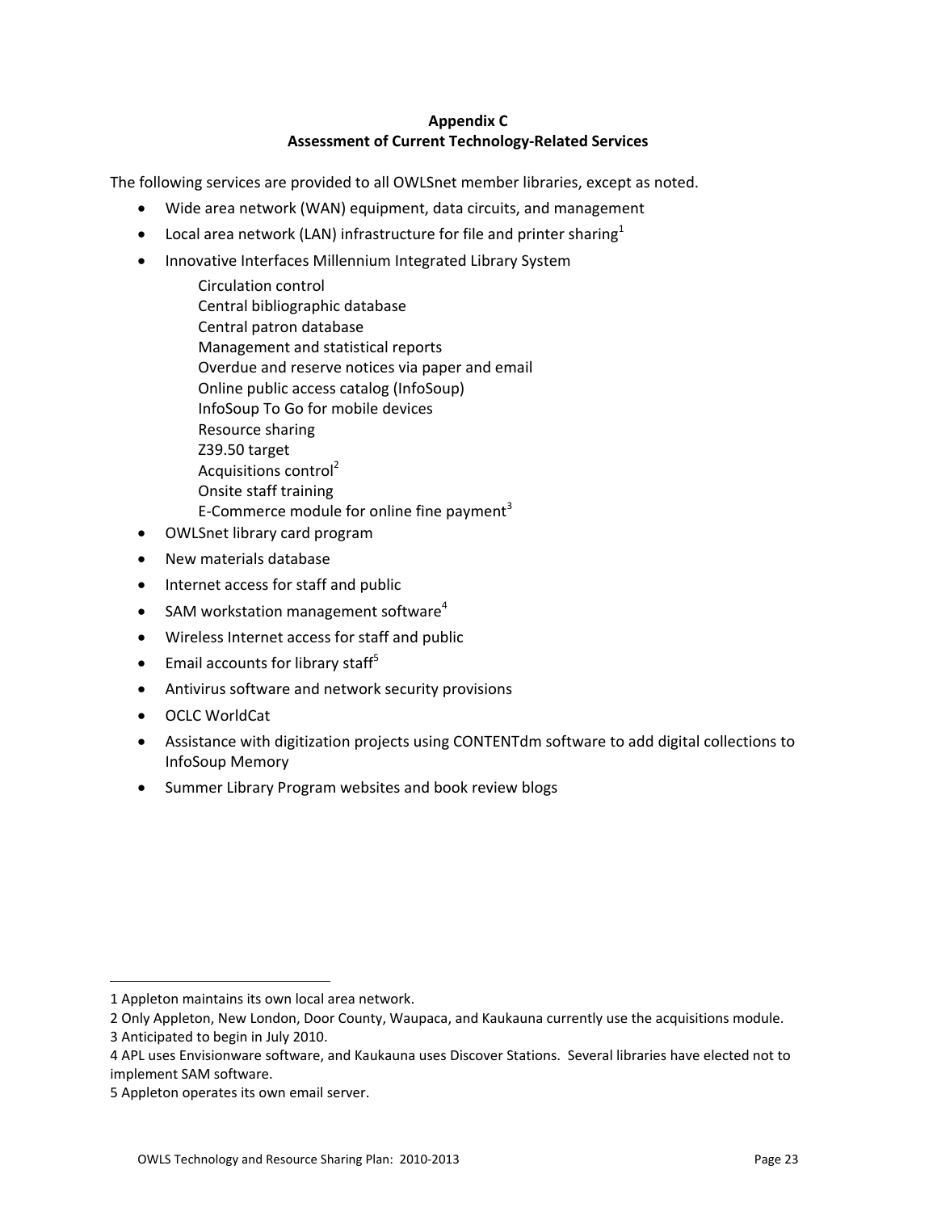# Appendix C
## Assessment of Current Technology-Related Services

The following services are provided to all OWLSnet member libraries, except as noted.

- Wide area network (WAN) equipment, data circuits, and management
- Local area network (LAN) infrastructure for file and printer sharing[1]
- Innovative Interfaces Millennium Integrated Library System
  - Circulation control
  - Central bibliographic database
  - Central patron database
  - Management and statistical reports
  - Overdue and reserve notices via paper and email
  - Online public access catalog (InfoSoup)
  - InfoSoup To Go for mobile devices
  - Resource sharing
  - Z39.50 target
  - Acquisitions control[2]
  - Onsite staff training
  - E-Commerce module for online fine payment[3]
- OWLSnet library card program
- New materials database
- Internet access for staff and public
- SAM workstation management software[4]
- Wireless Internet access for staff and public
- Email accounts for library staff[5]
- Antivirus software and network security provisions
- OCLC WorldCat
- Assistance with digitization projects using CONTENTdm software to add digital collections to InfoSoup Memory
- Summer Library Program websites and book review blogs

---

1 Appleton maintains its own local area network.
2 Only Appleton, New London, Door County, Waupaca, and Kaukauna currently use the acquisitions module.
3 Anticipated to begin in July 2010.
4 APL uses Envisionware software, and Kaukauna uses Discover Stations. Several libraries have elected not to implement SAM software.
5 Appleton operates its own email server.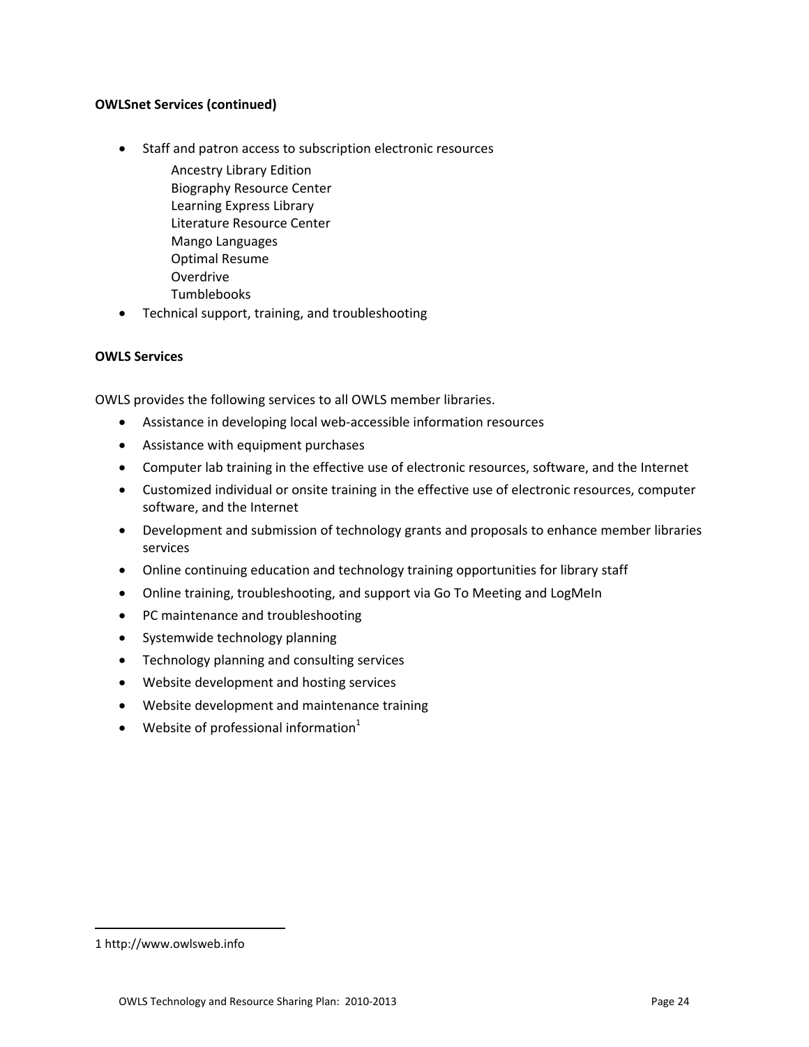**OWLSnet Services (continued)**

- Staff and patron access to subscription electronic resources
  - Ancestry Library Edition
  - Biography Resource Center
  - Learning Express Library
  - Literature Resource Center
  - Mango Languages
  - Optimal Resume
  - Overdrive
  - Tumblebooks
- Technical support, training, and troubleshooting

**OWLS Services**

OWLS provides the following services to all OWLS member libraries.

- Assistance in developing local web-accessible information resources
- Assistance with equipment purchases
- Computer lab training in the effective use of electronic resources, software, and the Internet
- Customized individual or onsite training in the effective use of electronic resources, computer software, and the Internet
- Development and submission of technology grants and proposals to enhance member libraries services
- Online continuing education and technology training opportunities for library staff
- Online training, troubleshooting, and support via Go To Meeting and LogMeIn
- PC maintenance and troubleshooting
- Systemwide technology planning
- Technology planning and consulting services
- Website development and hosting services
- Website development and maintenance training
- Website of professional information[1]

---

1 http://www.owlsweb.info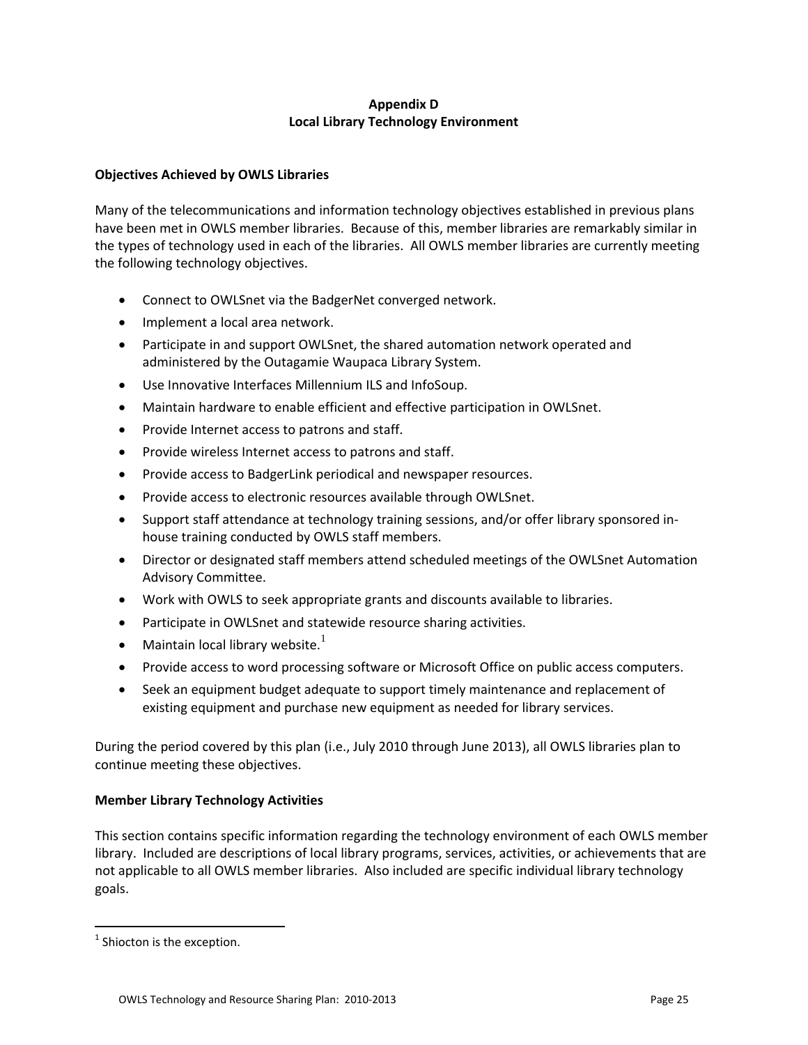# Appendix D
# Local Library Technology Environment

## Objectives Achieved by OWLS Libraries

Many of the telecommunications and information technology objectives established in previous plans have been met in OWLS member libraries. Because of this, member libraries are remarkably similar in the types of technology used in each of the libraries. All OWLS member libraries are currently meeting the following technology objectives.

- Connect to OWLSnet via the BadgerNet converged network.
- Implement a local area network.
- Participate in and support OWLSnet, the shared automation network operated and administered by the Outagamie Waupaca Library System.
- Use Innovative Interfaces Millennium ILS and InfoSoup.
- Maintain hardware to enable efficient and effective participation in OWLSnet.
- Provide Internet access to patrons and staff.
- Provide wireless Internet access to patrons and staff.
- Provide access to BadgerLink periodical and newspaper resources.
- Provide access to electronic resources available through OWLSnet.
- Support staff attendance at technology training sessions, and/or offer library sponsored in-house training conducted by OWLS staff members.
- Director or designated staff members attend scheduled meetings of the OWLSnet Automation Advisory Committee.
- Work with OWLS to seek appropriate grants and discounts available to libraries.
- Participate in OWLSnet and statewide resource sharing activities.
- Maintain local library website.[1]
- Provide access to word processing software or Microsoft Office on public access computers.
- Seek an equipment budget adequate to support timely maintenance and replacement of existing equipment and purchase new equipment as needed for library services.

During the period covered by this plan (i.e., July 2010 through June 2013), all OWLS libraries plan to continue meeting these objectives.

## Member Library Technology Activities

This section contains specific information regarding the technology environment of each OWLS member library. Included are descriptions of local library programs, services, activities, or achievements that are not applicable to all OWLS member libraries. Also included are specific individual library technology goals.

[1] Shiocton is the exception.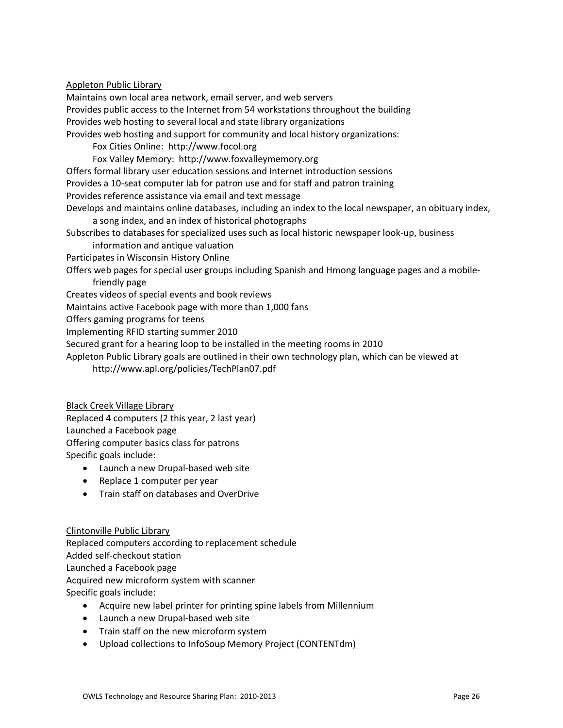Appleton Public Library

Maintains own local area network, email server, and web servers
Provides public access to the Internet from 54 workstations throughout the building
Provides web hosting to several local and state library organizations
Provides web hosting and support for community and local history organizations:
Fox Cities Online: http://www.focol.org
Fox Valley Memory: http://www.foxvalleymemory.org
Offers formal library user education sessions and Internet introduction sessions
Provides a 10-seat computer lab for patron use and for staff and patron training
Provides reference assistance via email and text message
Develops and maintains online databases, including an index to the local newspaper, an obituary index, a song index, and an index of historical photographs
Subscribes to databases for specialized uses such as local historic newspaper look-up, business information and antique valuation
Participates in Wisconsin History Online
Offers web pages for special user groups including Spanish and Hmong language pages and a mobile-friendly page
Creates videos of special events and book reviews
Maintains active Facebook page with more than 1,000 fans
Offers gaming programs for teens
Implementing RFID starting summer 2010
Secured grant for a hearing loop to be installed in the meeting rooms in 2010
Appleton Public Library goals are outlined in their own technology plan, which can be viewed at http://www.apl.org/policies/TechPlan07.pdf

Black Creek Village Library

Replaced 4 computers (2 this year, 2 last year)
Launched a Facebook page
Offering computer basics class for patrons
Specific goals include:

- Launch a new Drupal-based web site
- Replace 1 computer per year
- Train staff on databases and OverDrive

Clintonville Public Library

Replaced computers according to replacement schedule
Added self-checkout station
Launched a Facebook page
Acquired new microform system with scanner
Specific goals include:

- Acquire new label printer for printing spine labels from Millennium
- Launch a new Drupal-based web site
- Train staff on the new microform system
- Upload collections to InfoSoup Memory Project (CONTENTdm)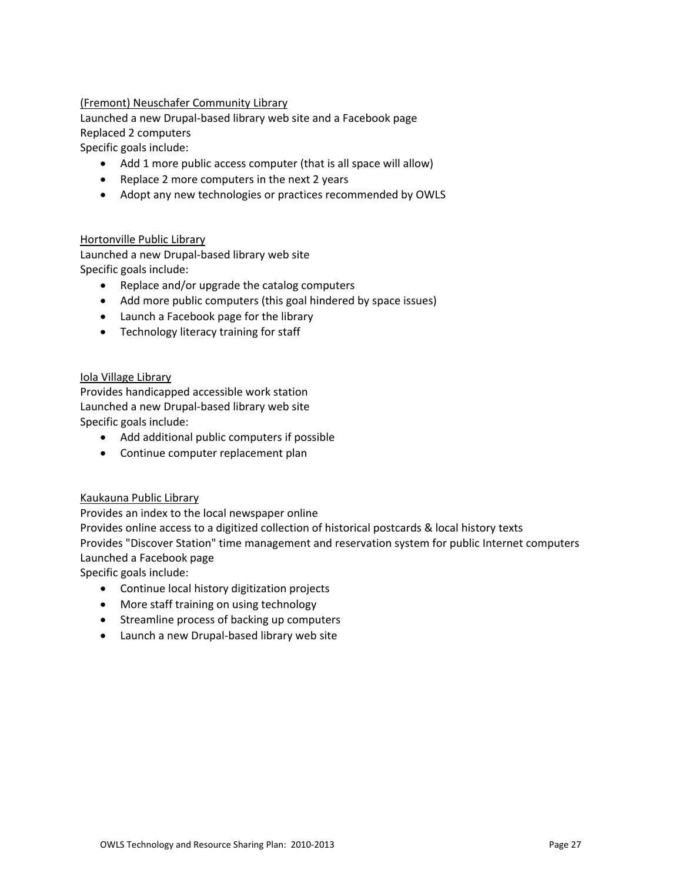(Fremont) Neuschafer Community Library

Launched a new Drupal-based library web site and a Facebook page
Replaced 2 computers
Specific goals include:

- Add 1 more public access computer (that is all space will allow)
- Replace 2 more computers in the next 2 years
- Adopt any new technologies or practices recommended by OWLS

Hortonville Public Library

Launched a new Drupal-based library web site
Specific goals include:

- Replace and/or upgrade the catalog computers
- Add more public computers (this goal hindered by space issues)
- Launch a Facebook page for the library
- Technology literacy training for staff

Iola Village Library

Provides handicapped accessible work station
Launched a new Drupal-based library web site
Specific goals include:

- Add additional public computers if possible
- Continue computer replacement plan

Kaukauna Public Library

Provides an index to the local newspaper online
Provides online access to a digitized collection of historical postcards & local history texts
Provides "Discover Station" time management and reservation system for public Internet computers
Launched a Facebook page
Specific goals include:

- Continue local history digitization projects
- More staff training on using technology
- Streamline process of backing up computers
- Launch a new Drupal-based library web site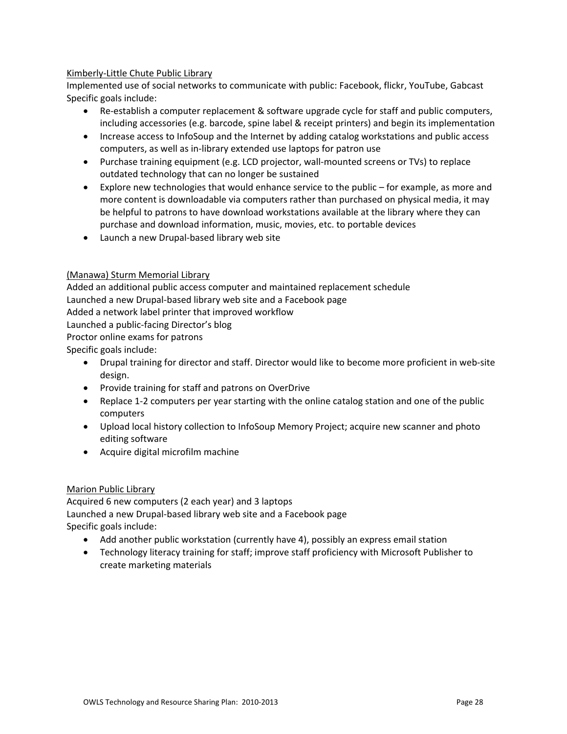<u>Kimberly-Little Chute Public Library</u>

Implemented use of social networks to communicate with public: Facebook, flickr, YouTube, Gabcast

Specific goals include:

- Re-establish a computer replacement & software upgrade cycle for staff and public computers, including accessories (e.g. barcode, spine label & receipt printers) and begin its implementation
- Increase access to InfoSoup and the Internet by adding catalog workstations and public access computers, as well as in-library extended use laptops for patron use
- Purchase training equipment (e.g. LCD projector, wall-mounted screens or TVs) to replace outdated technology that can no longer be sustained
- Explore new technologies that would enhance service to the public – for example, as more and more content is downloadable via computers rather than purchased on physical media, it may be helpful to patrons to have download workstations available at the library where they can purchase and download information, music, movies, etc. to portable devices
- Launch a new Drupal-based library web site

<u>(Manawa) Sturm Memorial Library</u>

Added an additional public access computer and maintained replacement schedule

Launched a new Drupal-based library web site and a Facebook page

Added a network label printer that improved workflow

Launched a public-facing Director's blog

Proctor online exams for patrons

Specific goals include:

- Drupal training for director and staff. Director would like to become more proficient in web-site design.
- Provide training for staff and patrons on OverDrive
- Replace 1-2 computers per year starting with the online catalog station and one of the public computers
- Upload local history collection to InfoSoup Memory Project; acquire new scanner and photo editing software
- Acquire digital microfilm machine

<u>Marion Public Library</u>

Acquired 6 new computers (2 each year) and 3 laptops

Launched a new Drupal-based library web site and a Facebook page

Specific goals include:

- Add another public workstation (currently have 4), possibly an express email station
- Technology literacy training for staff; improve staff proficiency with Microsoft Publisher to create marketing materials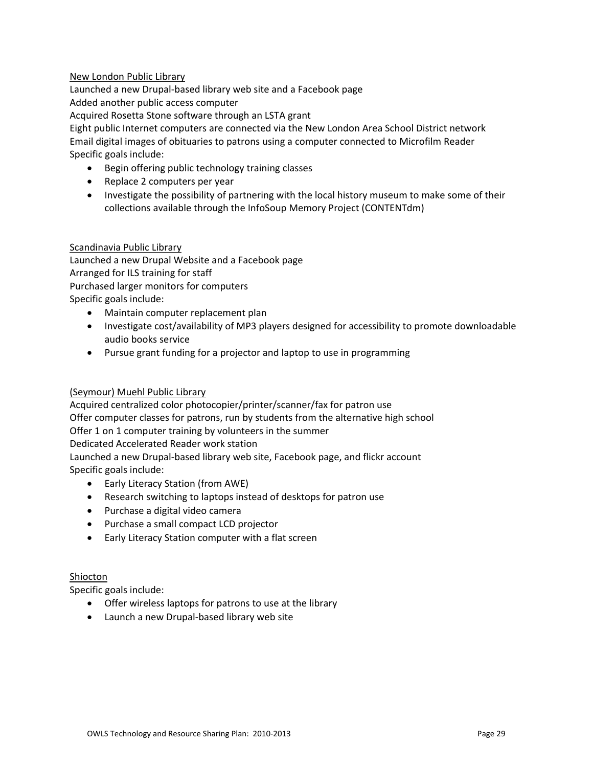New London Public Library
Launched a new Drupal-based library web site and a Facebook page
Added another public access computer
Acquired Rosetta Stone software through an LSTA grant
Eight public Internet computers are connected via the New London Area School District network
Email digital images of obituaries to patrons using a computer connected to Microfilm Reader
Specific goals include:

- Begin offering public technology training classes
- Replace 2 computers per year
- Investigate the possibility of partnering with the local history museum to make some of their collections available through the InfoSoup Memory Project (CONTENTdm)

Scandinavia Public Library
Launched a new Drupal Website and a Facebook page
Arranged for ILS training for staff
Purchased larger monitors for computers
Specific goals include:

- Maintain computer replacement plan
- Investigate cost/availability of MP3 players designed for accessibility to promote downloadable audio books service
- Pursue grant funding for a projector and laptop to use in programming

(Seymour) Muehl Public Library
Acquired centralized color photocopier/printer/scanner/fax for patron use
Offer computer classes for patrons, run by students from the alternative high school
Offer 1 on 1 computer training by volunteers in the summer
Dedicated Accelerated Reader work station
Launched a new Drupal-based library web site, Facebook page, and flickr account
Specific goals include:

- Early Literacy Station (from AWE)
- Research switching to laptops instead of desktops for patron use
- Purchase a digital video camera
- Purchase a small compact LCD projector
- Early Literacy Station computer with a flat screen

Shiocton
Specific goals include:

- Offer wireless laptops for patrons to use at the library
- Launch a new Drupal-based library web site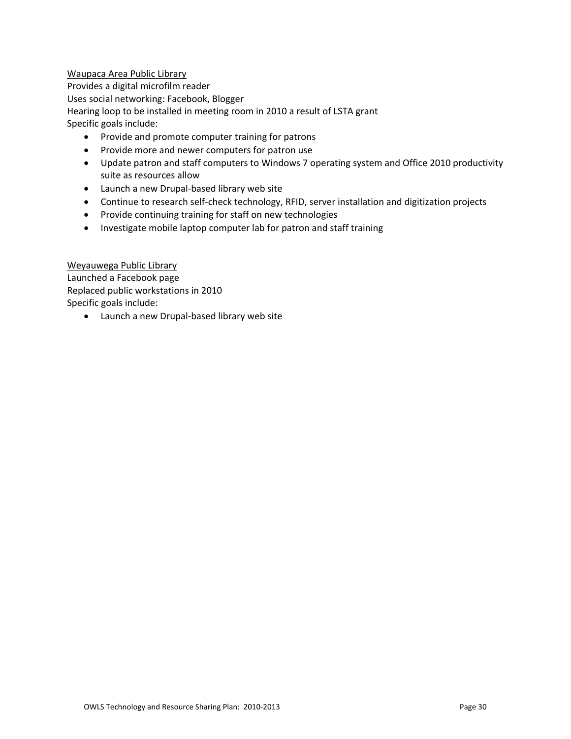Waupaca Area Public Library

Provides a digital microfilm reader

Uses social networking: Facebook, Blogger

Hearing loop to be installed in meeting room in 2010 a result of LSTA grant

Specific goals include:

- Provide and promote computer training for patrons
- Provide more and newer computers for patron use
- Update patron and staff computers to Windows 7 operating system and Office 2010 productivity suite as resources allow
- Launch a new Drupal-based library web site
- Continue to research self-check technology, RFID, server installation and digitization projects
- Provide continuing training for staff on new technologies
- Investigate mobile laptop computer lab for patron and staff training

Weyauwega Public Library

Launched a Facebook page

Replaced public workstations in 2010

Specific goals include:

- Launch a new Drupal-based library web site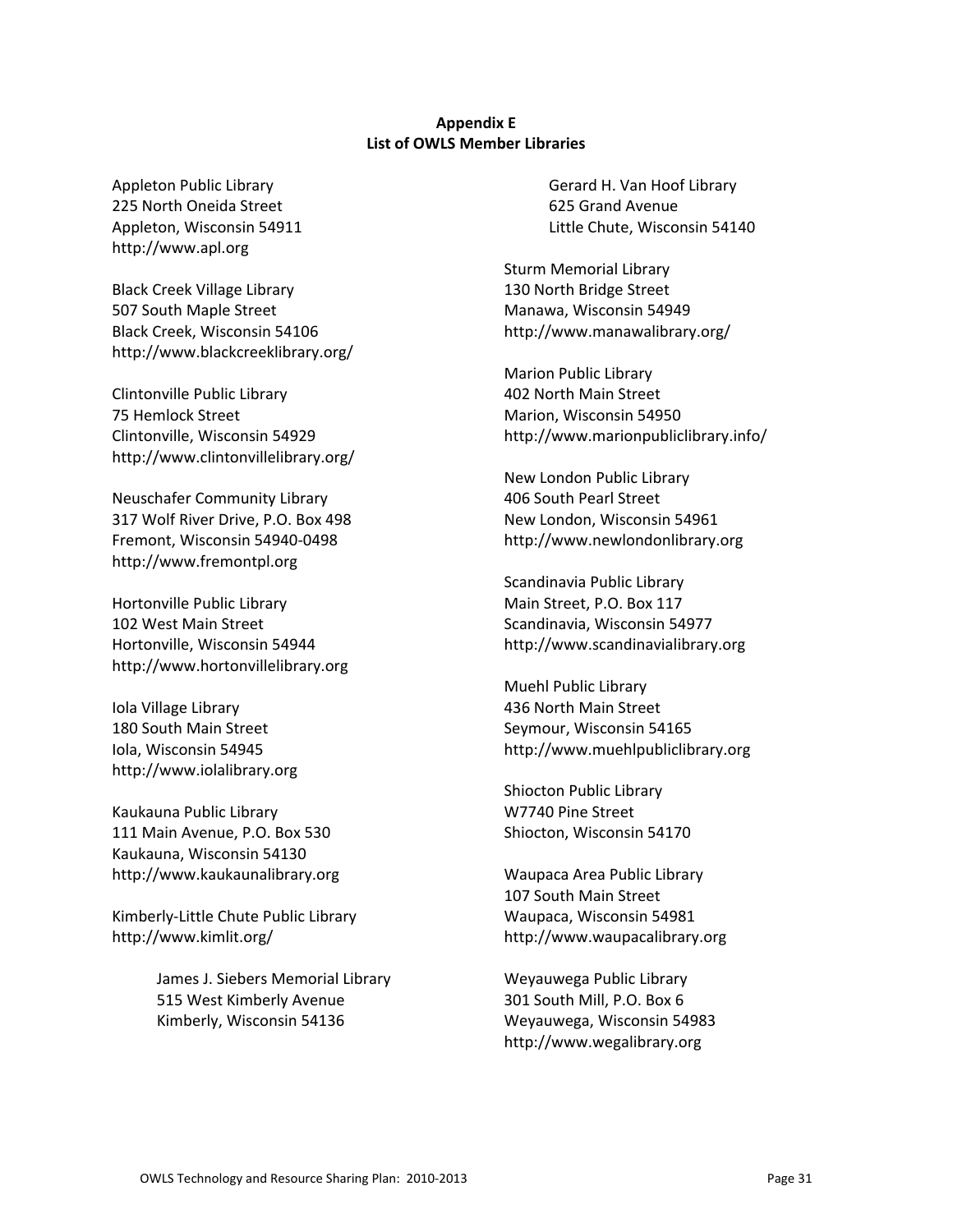**Appendix E**
**List of OWLS Member Libraries**

Appleton Public Library
225 North Oneida Street
Appleton, Wisconsin 54911
http://www.apl.org

Black Creek Village Library
507 South Maple Street
Black Creek, Wisconsin 54106
http://www.blackcreeklibrary.org/

Clintonville Public Library
75 Hemlock Street
Clintonville, Wisconsin 54929
http://www.clintonvillelibrary.org/

Neuschafer Community Library
317 Wolf River Drive, P.O. Box 498
Fremont, Wisconsin 54940-0498
http://www.fremontpl.org

Hortonville Public Library
102 West Main Street
Hortonville, Wisconsin 54944
http://www.hortonvillelibrary.org

Iola Village Library
180 South Main Street
Iola, Wisconsin 54945
http://www.iolalibrary.org

Kaukauna Public Library
111 Main Avenue, P.O. Box 530
Kaukauna, Wisconsin 54130
http://www.kaukaunalibrary.org

Kimberly-Little Chute Public Library
http://www.kimlit.org/

> James J. Siebers Memorial Library
> 515 West Kimberly Avenue
> Kimberly, Wisconsin 54136
>
> Gerard H. Van Hoof Library
> 625 Grand Avenue
> Little Chute, Wisconsin 54140

Sturm Memorial Library
130 North Bridge Street
Manawa, Wisconsin 54949
http://www.manawalibrary.org/

Marion Public Library
402 North Main Street
Marion, Wisconsin 54950
http://www.marionpubliclibrary.info/

New London Public Library
406 South Pearl Street
New London, Wisconsin 54961
http://www.newlondonlibrary.org

Scandinavia Public Library
Main Street, P.O. Box 117
Scandinavia, Wisconsin 54977
http://www.scandinavialibrary.org

Muehl Public Library
436 North Main Street
Seymour, Wisconsin 54165
http://www.muehlpubliclibrary.org

Shiocton Public Library
W7740 Pine Street
Shiocton, Wisconsin 54170

Waupaca Area Public Library
107 South Main Street
Waupaca, Wisconsin 54981
http://www.waupacalibrary.org

Weyauwega Public Library
301 South Mill, P.O. Box 6
Weyauwega, Wisconsin 54983
http://www.wegalibrary.org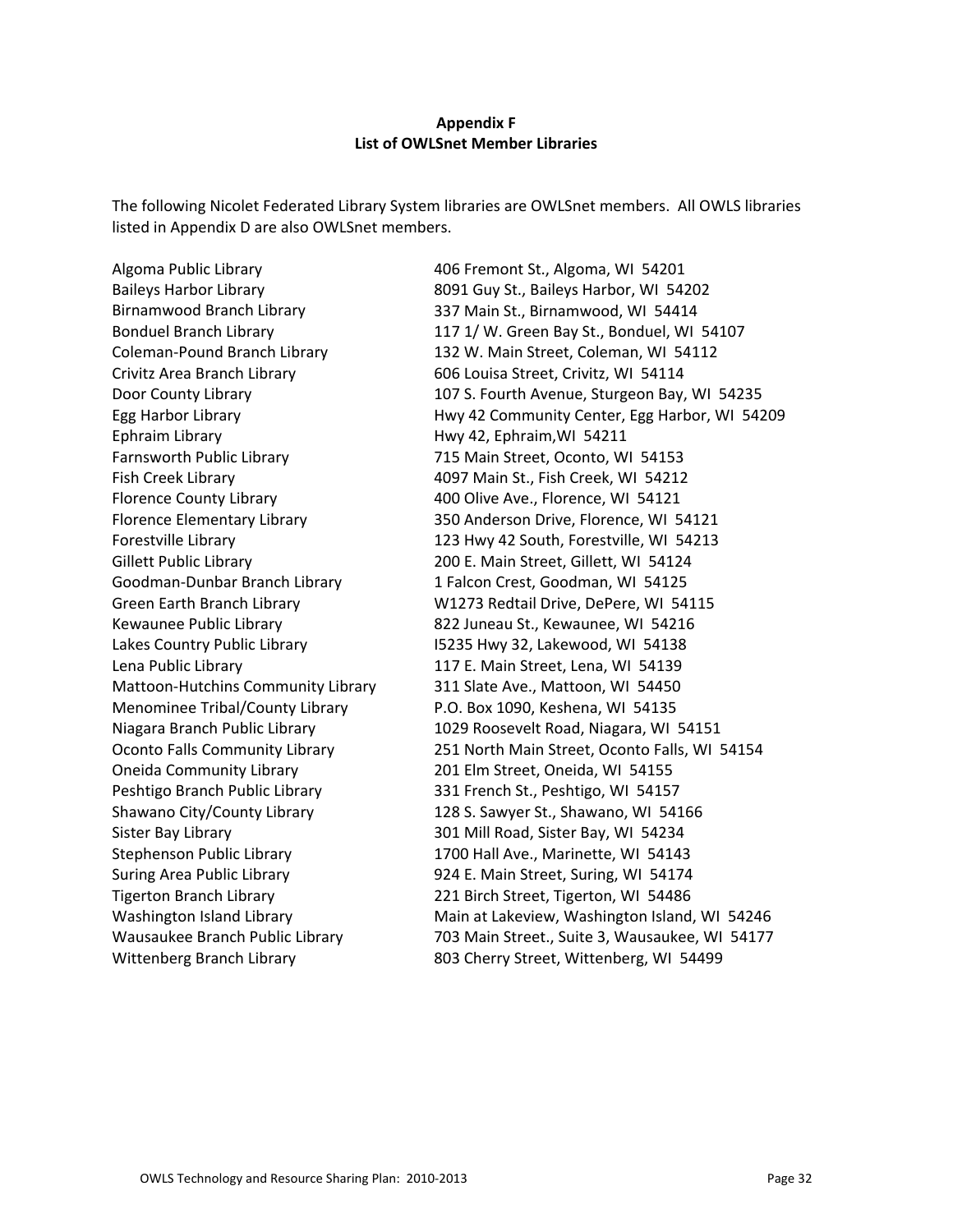**Appendix F**
**List of OWLSnet Member Libraries**

The following Nicolet Federated Library System libraries are OWLSnet members. All OWLS libraries listed in Appendix D are also OWLSnet members.

| | |
|---|---|
| Algoma Public Library | 406 Fremont St., Algoma, WI 54201 |
| Baileys Harbor Library | 8091 Guy St., Baileys Harbor, WI 54202 |
| Birnamwood Branch Library | 337 Main St., Birnamwood, WI 54414 |
| Bonduel Branch Library | 117 1/ W. Green Bay St., Bonduel, WI 54107 |
| Coleman-Pound Branch Library | 132 W. Main Street, Coleman, WI 54112 |
| Crivitz Area Branch Library | 606 Louisa Street, Crivitz, WI 54114 |
| Door County Library | 107 S. Fourth Avenue, Sturgeon Bay, WI 54235 |
| Egg Harbor Library | Hwy 42 Community Center, Egg Harbor, WI 54209 |
| Ephraim Library | Hwy 42, Ephraim,WI 54211 |
| Farnsworth Public Library | 715 Main Street, Oconto, WI 54153 |
| Fish Creek Library | 4097 Main St., Fish Creek, WI 54212 |
| Florence County Library | 400 Olive Ave., Florence, WI 54121 |
| Florence Elementary Library | 350 Anderson Drive, Florence, WI 54121 |
| Forestville Library | 123 Hwy 42 South, Forestville, WI 54213 |
| Gillett Public Library | 200 E. Main Street, Gillett, WI 54124 |
| Goodman-Dunbar Branch Library | 1 Falcon Crest, Goodman, WI 54125 |
| Green Earth Branch Library | W1273 Redtail Drive, DePere, WI 54115 |
| Kewaunee Public Library | 822 Juneau St., Kewaunee, WI 54216 |
| Lakes Country Public Library | I5235 Hwy 32, Lakewood, WI 54138 |
| Lena Public Library | 117 E. Main Street, Lena, WI 54139 |
| Mattoon-Hutchins Community Library | 311 Slate Ave., Mattoon, WI 54450 |
| Menominee Tribal/County Library | P.O. Box 1090, Keshena, WI 54135 |
| Niagara Branch Public Library | 1029 Roosevelt Road, Niagara, WI 54151 |
| Oconto Falls Community Library | 251 North Main Street, Oconto Falls, WI 54154 |
| Oneida Community Library | 201 Elm Street, Oneida, WI 54155 |
| Peshtigo Branch Public Library | 331 French St., Peshtigo, WI 54157 |
| Shawano City/County Library | 128 S. Sawyer St., Shawano, WI 54166 |
| Sister Bay Library | 301 Mill Road, Sister Bay, WI 54234 |
| Stephenson Public Library | 1700 Hall Ave., Marinette, WI 54143 |
| Suring Area Public Library | 924 E. Main Street, Suring, WI 54174 |
| Tigerton Branch Library | 221 Birch Street, Tigerton, WI 54486 |
| Washington Island Library | Main at Lakeview, Washington Island, WI 54246 |
| Wausaukee Branch Public Library | 703 Main Street., Suite 3, Wausaukee, WI 54177 |
| Wittenberg Branch Library | 803 Cherry Street, Wittenberg, WI 54499 |